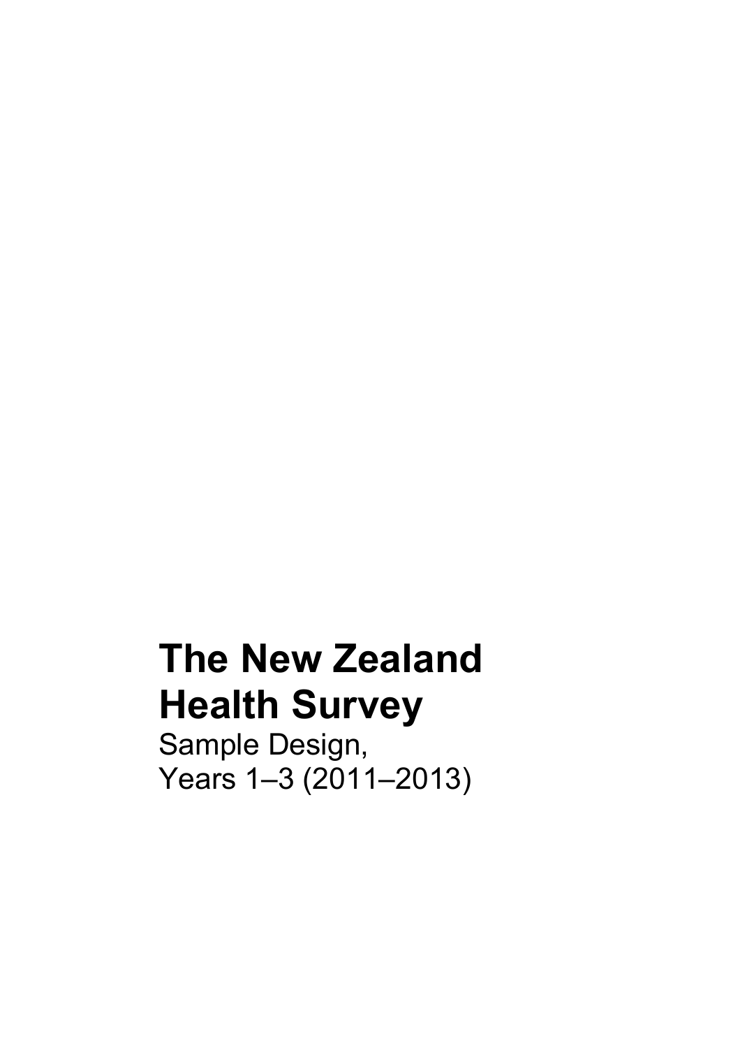# The New Zealand Health Survey

Sample Design, Years 1–3 (2011–2013)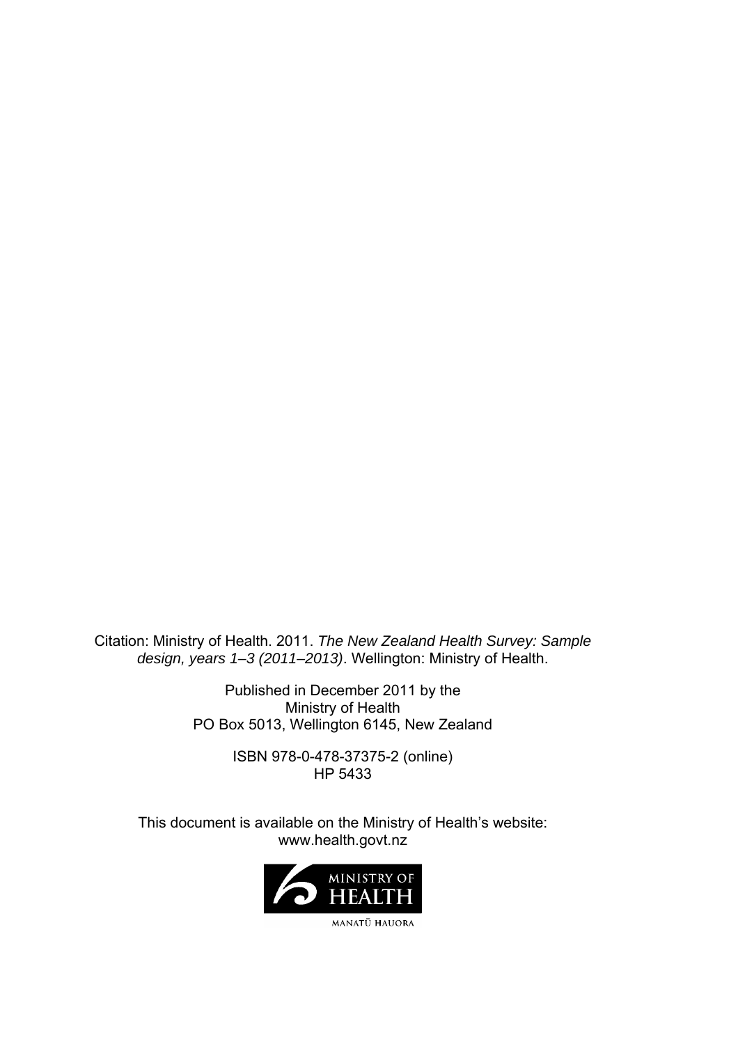Citation: Ministry of Health. 2011. *The New Zealand Health Survey: Sample design, years 1–3 (2011–2013)*. Wellington: Ministry of Health.

Published in December 2011 by the
Ministry of Health
PO Box 5013, Wellington 6145, New Zealand

ISBN 978-0-478-37375-2 (online)
HP 5433

This document is available on the Ministry of Health's website:
www.health.govt.nz

MINISTRY OF HEALTH
MANATŪ HAUORA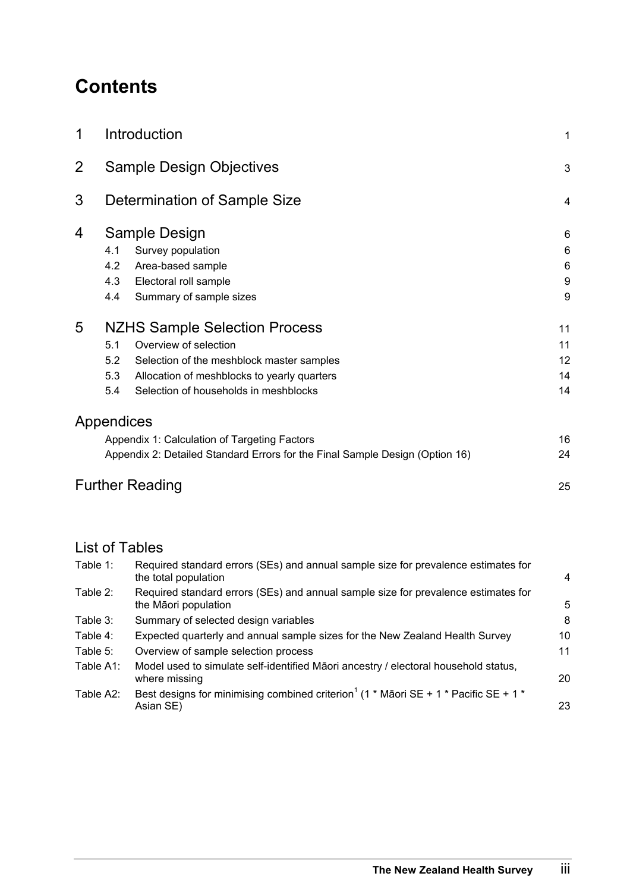# Contents

| | | |
|---|---|---|
| **1** | **Introduction** | 1 |
| **2** | **Sample Design Objectives** | 3 |
| **3** | **Determination of Sample Size** | 4 |
| **4** | **Sample Design** | 6 |
| | 4.1 Survey population | 6 |
| | 4.2 Area-based sample | 6 |
| | 4.3 Electoral roll sample | 9 |
| | 4.4 Summary of sample sizes | 9 |
| **5** | **NZHS Sample Selection Process** | 11 |
| | 5.1 Overview of selection | 11 |
| | 5.2 Selection of the meshblock master samples | 12 |
| | 5.3 Allocation of meshblocks to yearly quarters | 14 |
| | 5.4 Selection of households in meshblocks | 14 |

## Appendices

| | |
|---|---|
| Appendix 1: Calculation of Targeting Factors | 16 |
| Appendix 2: Detailed Standard Errors for the Final Sample Design (Option 16) | 24 |

## Further Reading

25

## List of Tables

| | | |
|---|---|---|
| Table 1: | Required standard errors (SEs) and annual sample size for prevalence estimates for the total population | 4 |
| Table 2: | Required standard errors (SEs) and annual sample size for prevalence estimates for the Māori population | 5 |
| Table 3: | Summary of selected design variables | 8 |
| Table 4: | Expected quarterly and annual sample sizes for the New Zealand Health Survey | 10 |
| Table 5: | Overview of sample selection process | 11 |
| Table A1: | Model used to simulate self-identified Māori ancestry / electoral household status, where missing | 20 |
| Table A2: | Best designs for minimising combined criterion[1] (1 * Māori SE + 1 * Pacific SE + 1 * Asian SE) | 23 |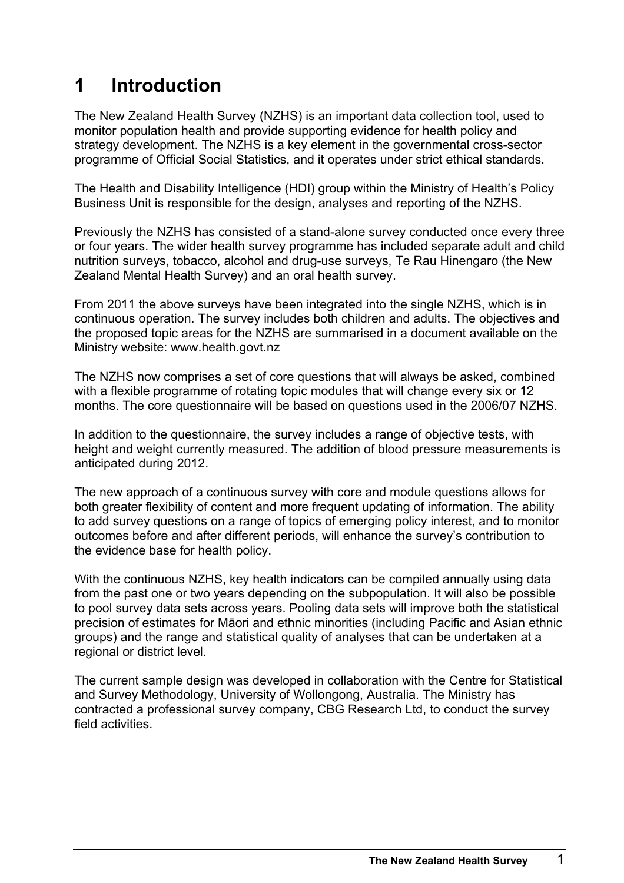# 1 Introduction

The New Zealand Health Survey (NZHS) is an important data collection tool, used to monitor population health and provide supporting evidence for health policy and strategy development. The NZHS is a key element in the governmental cross-sector programme of Official Social Statistics, and it operates under strict ethical standards.

The Health and Disability Intelligence (HDI) group within the Ministry of Health's Policy Business Unit is responsible for the design, analyses and reporting of the NZHS.

Previously the NZHS has consisted of a stand-alone survey conducted once every three or four years. The wider health survey programme has included separate adult and child nutrition surveys, tobacco, alcohol and drug-use surveys, Te Rau Hinengaro (the New Zealand Mental Health Survey) and an oral health survey.

From 2011 the above surveys have been integrated into the single NZHS, which is in continuous operation. The survey includes both children and adults. The objectives and the proposed topic areas for the NZHS are summarised in a document available on the Ministry website: www.health.govt.nz

The NZHS now comprises a set of core questions that will always be asked, combined with a flexible programme of rotating topic modules that will change every six or 12 months. The core questionnaire will be based on questions used in the 2006/07 NZHS.

In addition to the questionnaire, the survey includes a range of objective tests, with height and weight currently measured. The addition of blood pressure measurements is anticipated during 2012.

The new approach of a continuous survey with core and module questions allows for both greater flexibility of content and more frequent updating of information. The ability to add survey questions on a range of topics of emerging policy interest, and to monitor outcomes before and after different periods, will enhance the survey's contribution to the evidence base for health policy.

With the continuous NZHS, key health indicators can be compiled annually using data from the past one or two years depending on the subpopulation. It will also be possible to pool survey data sets across years. Pooling data sets will improve both the statistical precision of estimates for Māori and ethnic minorities (including Pacific and Asian ethnic groups) and the range and statistical quality of analyses that can be undertaken at a regional or district level.

The current sample design was developed in collaboration with the Centre for Statistical and Survey Methodology, University of Wollongong, Australia. The Ministry has contracted a professional survey company, CBG Research Ltd, to conduct the survey field activities.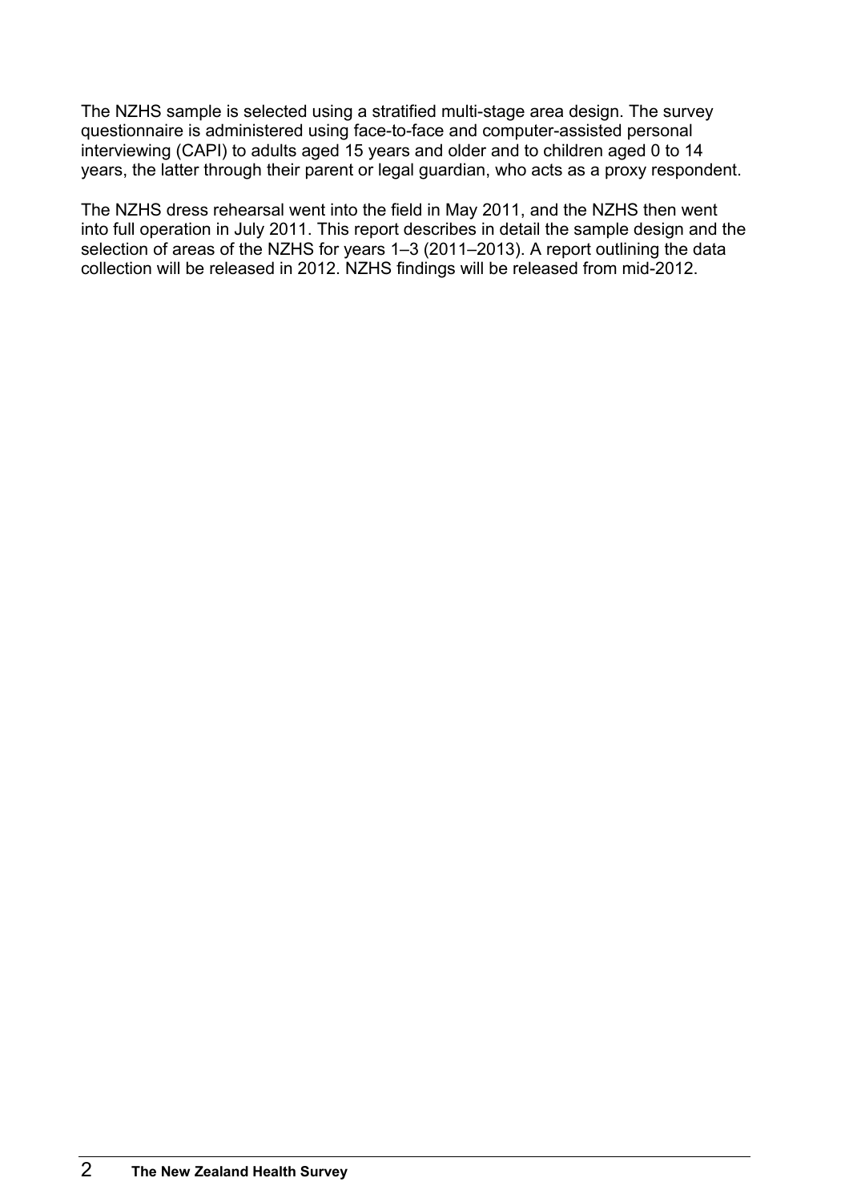The NZHS sample is selected using a stratified multi-stage area design. The survey questionnaire is administered using face-to-face and computer-assisted personal interviewing (CAPI) to adults aged 15 years and older and to children aged 0 to 14 years, the latter through their parent or legal guardian, who acts as a proxy respondent.

The NZHS dress rehearsal went into the field in May 2011, and the NZHS then went into full operation in July 2011. This report describes in detail the sample design and the selection of areas of the NZHS for years 1–3 (2011–2013). A report outlining the data collection will be released in 2012. NZHS findings will be released from mid-2012.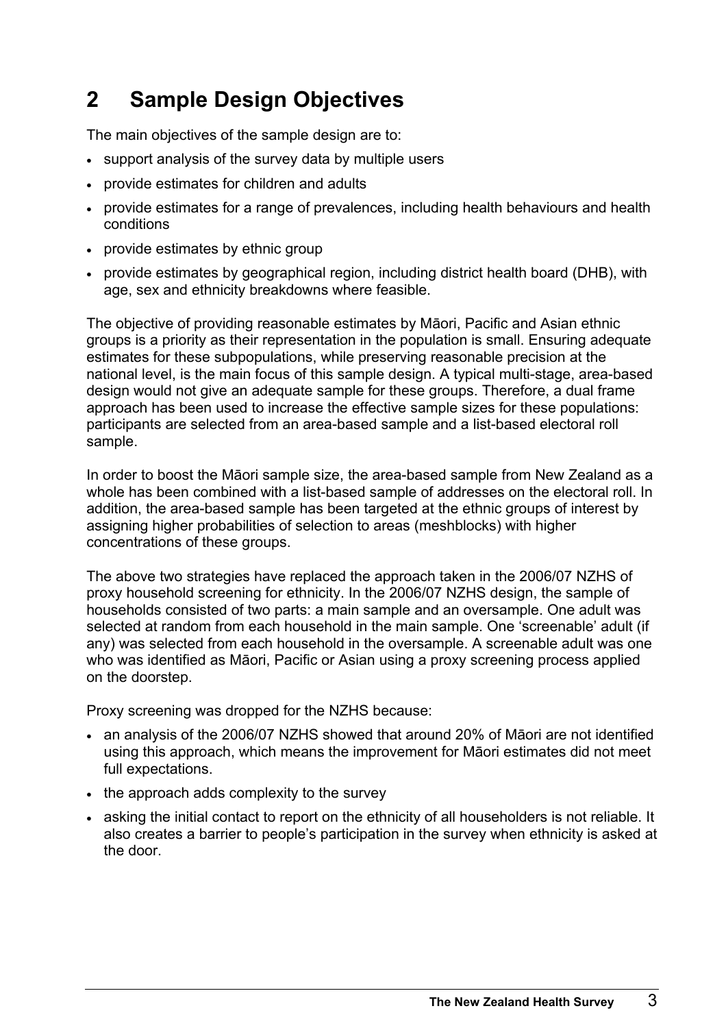# 2 Sample Design Objectives

The main objectives of the sample design are to:

- support analysis of the survey data by multiple users
- provide estimates for children and adults
- provide estimates for a range of prevalences, including health behaviours and health conditions
- provide estimates by ethnic group
- provide estimates by geographical region, including district health board (DHB), with age, sex and ethnicity breakdowns where feasible.

The objective of providing reasonable estimates by Māori, Pacific and Asian ethnic groups is a priority as their representation in the population is small. Ensuring adequate estimates for these subpopulations, while preserving reasonable precision at the national level, is the main focus of this sample design. A typical multi-stage, area-based design would not give an adequate sample for these groups. Therefore, a dual frame approach has been used to increase the effective sample sizes for these populations: participants are selected from an area-based sample and a list-based electoral roll sample.

In order to boost the Māori sample size, the area-based sample from New Zealand as a whole has been combined with a list-based sample of addresses on the electoral roll. In addition, the area-based sample has been targeted at the ethnic groups of interest by assigning higher probabilities of selection to areas (meshblocks) with higher concentrations of these groups.

The above two strategies have replaced the approach taken in the 2006/07 NZHS of proxy household screening for ethnicity. In the 2006/07 NZHS design, the sample of households consisted of two parts: a main sample and an oversample. One adult was selected at random from each household in the main sample. One 'screenable' adult (if any) was selected from each household in the oversample. A screenable adult was one who was identified as Māori, Pacific or Asian using a proxy screening process applied on the doorstep.

Proxy screening was dropped for the NZHS because:

- an analysis of the 2006/07 NZHS showed that around 20% of Māori are not identified using this approach, which means the improvement for Māori estimates did not meet full expectations.
- the approach adds complexity to the survey
- asking the initial contact to report on the ethnicity of all householders is not reliable. It also creates a barrier to people's participation in the survey when ethnicity is asked at the door.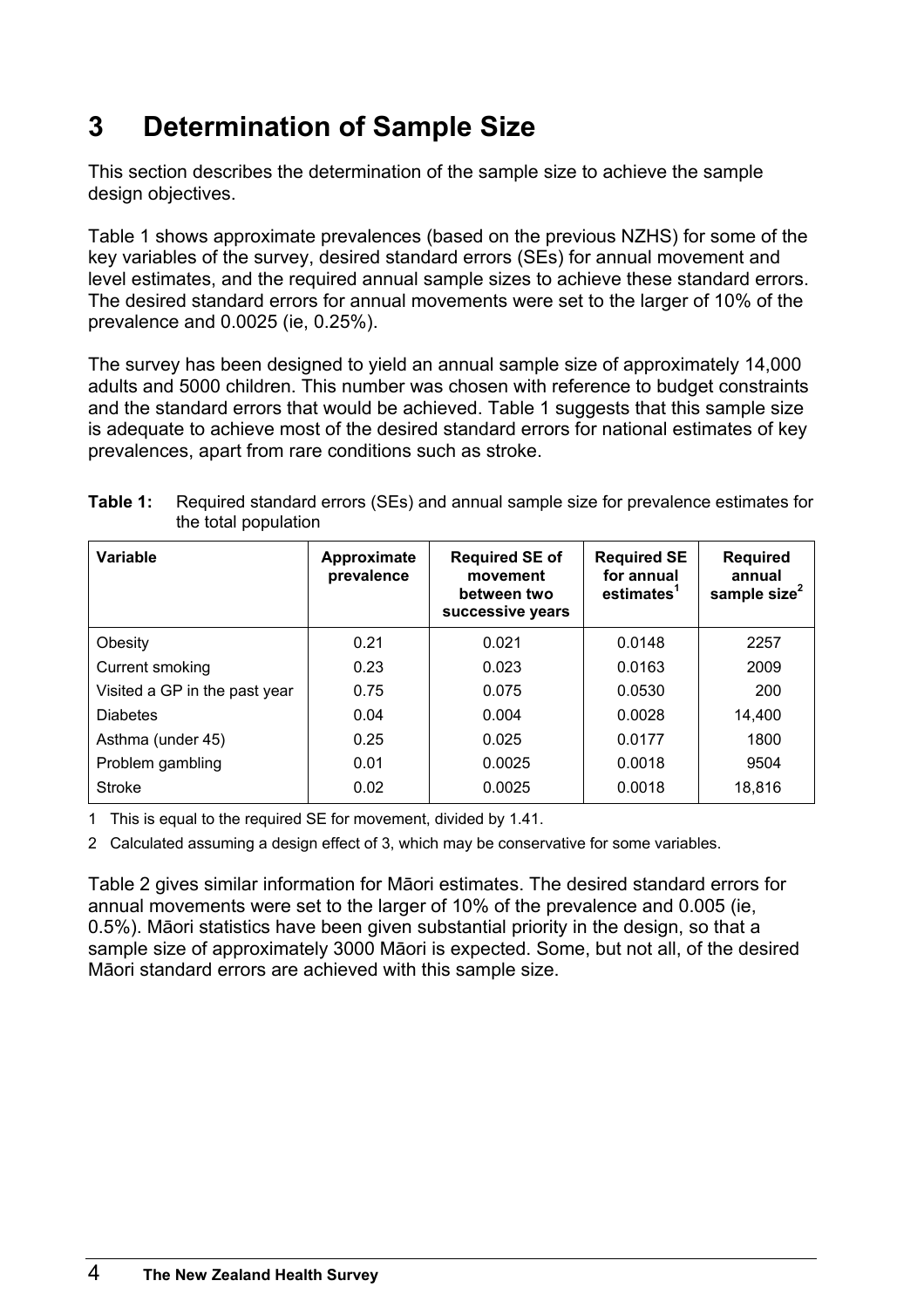# 3 Determination of Sample Size

This section describes the determination of the sample size to achieve the sample design objectives.

Table 1 shows approximate prevalences (based on the previous NZHS) for some of the key variables of the survey, desired standard errors (SEs) for annual movement and level estimates, and the required annual sample sizes to achieve these standard errors. The desired standard errors for annual movements were set to the larger of 10% of the prevalence and 0.0025 (ie, 0.25%).

The survey has been designed to yield an annual sample size of approximately 14,000 adults and 5000 children. This number was chosen with reference to budget constraints and the standard errors that would be achieved. Table 1 suggests that this sample size is adequate to achieve most of the desired standard errors for national estimates of key prevalences, apart from rare conditions such as stroke.

**Table 1:** Required standard errors (SEs) and annual sample size for prevalence estimates for the total population

| Variable | Approximate prevalence | Required SE of movement between two successive years | Required SE for annual estimates[1] | Required annual sample size[2] |
|---|---|---|---|---|
| Obesity | 0.21 | 0.021 | 0.0148 | 2257 |
| Current smoking | 0.23 | 0.023 | 0.0163 | 2009 |
| Visited a GP in the past year | 0.75 | 0.075 | 0.0530 | 200 |
| Diabetes | 0.04 | 0.004 | 0.0028 | 14,400 |
| Asthma (under 45) | 0.25 | 0.025 | 0.0177 | 1800 |
| Problem gambling | 0.01 | 0.0025 | 0.0018 | 9504 |
| Stroke | 0.02 | 0.0025 | 0.0018 | 18,816 |

1 This is equal to the required SE for movement, divided by 1.41.

2 Calculated assuming a design effect of 3, which may be conservative for some variables.

Table 2 gives similar information for Māori estimates. The desired standard errors for annual movements were set to the larger of 10% of the prevalence and 0.005 (ie, 0.5%). Māori statistics have been given substantial priority in the design, so that a sample size of approximately 3000 Māori is expected. Some, but not all, of the desired Māori standard errors are achieved with this sample size.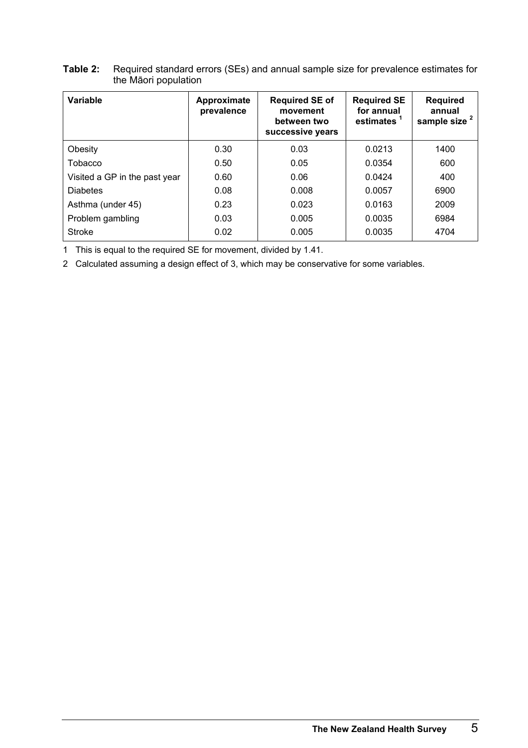**Table 2:** Required standard errors (SEs) and annual sample size for prevalence estimates for the Māori population

| Variable | Approximate prevalence | Required SE of movement between two successive years | Required SE for annual estimates [1] | Required annual sample size [2] |
|---|---|---|---|---|
| Obesity | 0.30 | 0.03 | 0.0213 | 1400 |
| Tobacco | 0.50 | 0.05 | 0.0354 | 600 |
| Visited a GP in the past year | 0.60 | 0.06 | 0.0424 | 400 |
| Diabetes | 0.08 | 0.008 | 0.0057 | 6900 |
| Asthma (under 45) | 0.23 | 0.023 | 0.0163 | 2009 |
| Problem gambling | 0.03 | 0.005 | 0.0035 | 6984 |
| Stroke | 0.02 | 0.005 | 0.0035 | 4704 |

1 This is equal to the required SE for movement, divided by 1.41.

2 Calculated assuming a design effect of 3, which may be conservative for some variables.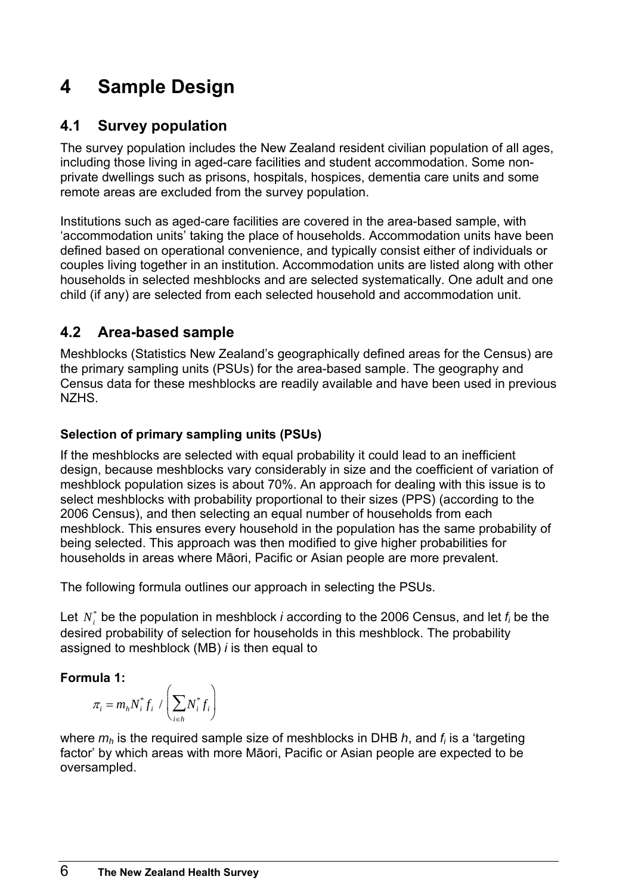# 4 Sample Design

## 4.1 Survey population

The survey population includes the New Zealand resident civilian population of all ages, including those living in aged-care facilities and student accommodation. Some non-private dwellings such as prisons, hospitals, hospices, dementia care units and some remote areas are excluded from the survey population.

Institutions such as aged-care facilities are covered in the area-based sample, with 'accommodation units' taking the place of households. Accommodation units have been defined based on operational convenience, and typically consist either of individuals or couples living together in an institution. Accommodation units are listed along with other households in selected meshblocks and are selected systematically. One adult and one child (if any) are selected from each selected household and accommodation unit.

## 4.2 Area-based sample

Meshblocks (Statistics New Zealand's geographically defined areas for the Census) are the primary sampling units (PSUs) for the area-based sample. The geography and Census data for these meshblocks are readily available and have been used in previous NZHS.

### Selection of primary sampling units (PSUs)

If the meshblocks are selected with equal probability it could lead to an inefficient design, because meshblocks vary considerably in size and the coefficient of variation of meshblock population sizes is about 70%. An approach for dealing with this issue is to select meshblocks with probability proportional to their sizes (PPS) (according to the 2006 Census), and then selecting an equal number of households from each meshblock. This ensures every household in the population has the same probability of being selected. This approach was then modified to give higher probabilities for households in areas where Māori, Pacific or Asian people are more prevalent.

The following formula outlines our approach in selecting the PSUs.

Let $N_i^*$ be the population in meshblock *i* according to the 2006 Census, and let $f_i$ be the desired probability of selection for households in this meshblock. The probability assigned to meshblock (MB) *i* is then equal to

**Formula 1:**

$$\pi_i = m_h N_i^* f_i \Big/ \left( \sum_{i \in h} N_i^* f_i \right)$$

where $m_h$ is the required sample size of meshblocks in DHB *h*, and $f_i$ is a 'targeting factor' by which areas with more Māori, Pacific or Asian people are expected to be oversampled.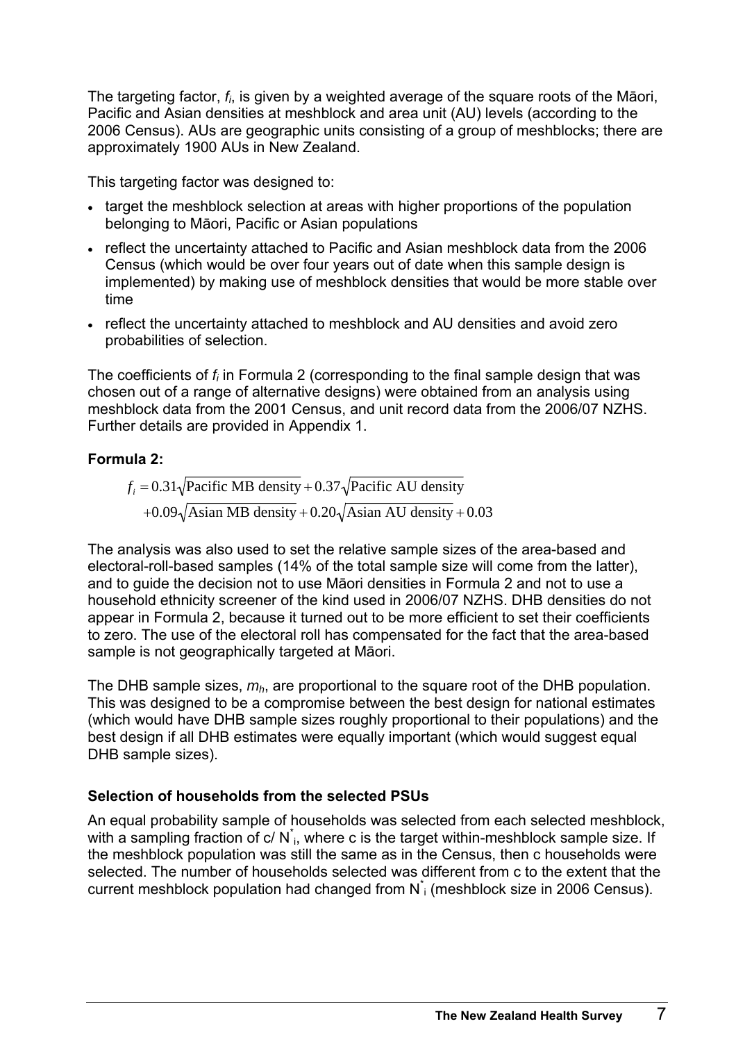The targeting factor, $f_i$, is given by a weighted average of the square roots of the Māori, Pacific and Asian densities at meshblock and area unit (AU) levels (according to the 2006 Census). AUs are geographic units consisting of a group of meshblocks; there are approximately 1900 AUs in New Zealand.

This targeting factor was designed to:

- target the meshblock selection at areas with higher proportions of the population belonging to Māori, Pacific or Asian populations
- reflect the uncertainty attached to Pacific and Asian meshblock data from the 2006 Census (which would be over four years out of date when this sample design is implemented) by making use of meshblock densities that would be more stable over time
- reflect the uncertainty attached to meshblock and AU densities and avoid zero probabilities of selection.

The coefficients of $f_i$ in Formula 2 (corresponding to the final sample design that was chosen out of a range of alternative designs) were obtained from an analysis using meshblock data from the 2001 Census, and unit record data from the 2006/07 NZHS. Further details are provided in Appendix 1.

**Formula 2:**

$$
\begin{aligned}
f_i = &\ 0.31\sqrt{\text{Pacific MB density}} + 0.37\sqrt{\text{Pacific AU density}} \\
&+ 0.09\sqrt{\text{Asian MB density}} + 0.20\sqrt{\text{Asian AU density}} + 0.03
\end{aligned}
$$

The analysis was also used to set the relative sample sizes of the area-based and electoral-roll-based samples (14% of the total sample size will come from the latter), and to guide the decision not to use Māori densities in Formula 2 and not to use a household ethnicity screener of the kind used in 2006/07 NZHS. DHB densities do not appear in Formula 2, because it turned out to be more efficient to set their coefficients to zero. The use of the electoral roll has compensated for the fact that the area-based sample is not geographically targeted at Māori.

The DHB sample sizes, $m_h$, are proportional to the square root of the DHB population. This was designed to be a compromise between the best design for national estimates (which would have DHB sample sizes roughly proportional to their populations) and the best design if all DHB estimates were equally important (which would suggest equal DHB sample sizes).

### Selection of households from the selected PSUs

An equal probability sample of households was selected from each selected meshblock, with a sampling fraction of $c/N^*_i$, where c is the target within-meshblock sample size. If the meshblock population was still the same as in the Census, then c households were selected. The number of households selected was different from c to the extent that the current meshblock population had changed from $N^*_i$ (meshblock size in 2006 Census).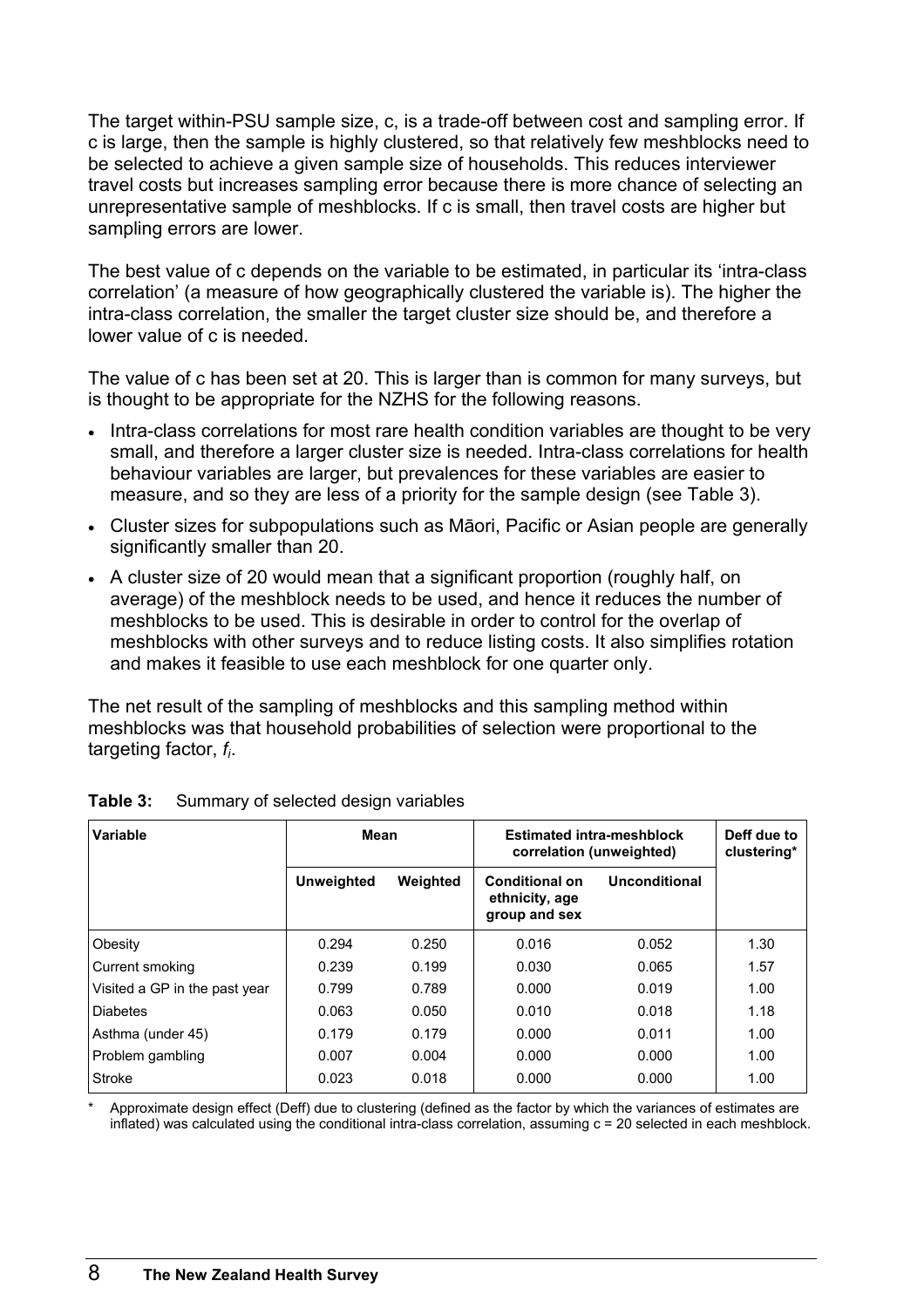The target within-PSU sample size, c, is a trade-off between cost and sampling error. If c is large, then the sample is highly clustered, so that relatively few meshblocks need to be selected to achieve a given sample size of households. This reduces interviewer travel costs but increases sampling error because there is more chance of selecting an unrepresentative sample of meshblocks. If c is small, then travel costs are higher but sampling errors are lower.

The best value of c depends on the variable to be estimated, in particular its 'intra-class correlation' (a measure of how geographically clustered the variable is). The higher the intra-class correlation, the smaller the target cluster size should be, and therefore a lower value of c is needed.

The value of c has been set at 20. This is larger than is common for many surveys, but is thought to be appropriate for the NZHS for the following reasons.

- Intra-class correlations for most rare health condition variables are thought to be very small, and therefore a larger cluster size is needed. Intra-class correlations for health behaviour variables are larger, but prevalences for these variables are easier to measure, and so they are less of a priority for the sample design (see Table 3).
- Cluster sizes for subpopulations such as Māori, Pacific or Asian people are generally significantly smaller than 20.
- A cluster size of 20 would mean that a significant proportion (roughly half, on average) of the meshblock needs to be used, and hence it reduces the number of meshblocks to be used. This is desirable in order to control for the overlap of meshblocks with other surveys and to reduce listing costs. It also simplifies rotation and makes it feasible to use each meshblock for one quarter only.

The net result of the sampling of meshblocks and this sampling method within meshblocks was that household probabilities of selection were proportional to the targeting factor, $f_i$.

**Table 3:** Summary of selected design variables

| Variable | Mean | | Estimated intra-meshblock correlation (unweighted) | | Deff due to clustering* |
|---|---|---|---|---|---|
| | Unweighted | Weighted | Conditional on ethnicity, age group and sex | Unconditional | |
| Obesity | 0.294 | 0.250 | 0.016 | 0.052 | 1.30 |
| Current smoking | 0.239 | 0.199 | 0.030 | 0.065 | 1.57 |
| Visited a GP in the past year | 0.799 | 0.789 | 0.000 | 0.019 | 1.00 |
| Diabetes | 0.063 | 0.050 | 0.010 | 0.018 | 1.18 |
| Asthma (under 45) | 0.179 | 0.179 | 0.000 | 0.011 | 1.00 |
| Problem gambling | 0.007 | 0.004 | 0.000 | 0.000 | 1.00 |
| Stroke | 0.023 | 0.018 | 0.000 | 0.000 | 1.00 |

\* Approximate design effect (Deff) due to clustering (defined as the factor by which the variances of estimates are inflated) was calculated using the conditional intra-class correlation, assuming c = 20 selected in each meshblock.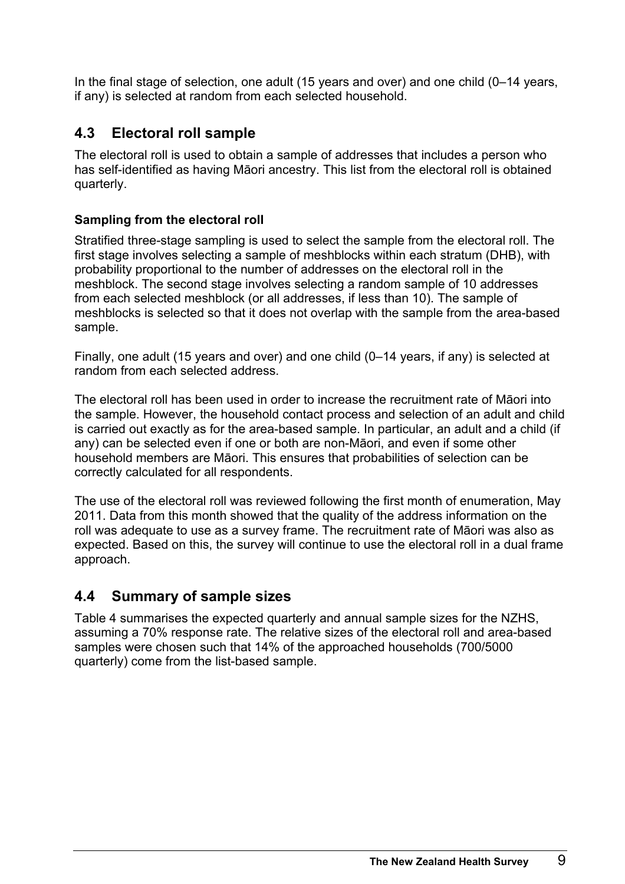In the final stage of selection, one adult (15 years and over) and one child (0–14 years, if any) is selected at random from each selected household.

## 4.3 Electoral roll sample

The electoral roll is used to obtain a sample of addresses that includes a person who has self-identified as having Māori ancestry. This list from the electoral roll is obtained quarterly.

### Sampling from the electoral roll

Stratified three-stage sampling is used to select the sample from the electoral roll. The first stage involves selecting a sample of meshblocks within each stratum (DHB), with probability proportional to the number of addresses on the electoral roll in the meshblock. The second stage involves selecting a random sample of 10 addresses from each selected meshblock (or all addresses, if less than 10). The sample of meshblocks is selected so that it does not overlap with the sample from the area-based sample.

Finally, one adult (15 years and over) and one child (0–14 years, if any) is selected at random from each selected address.

The electoral roll has been used in order to increase the recruitment rate of Māori into the sample. However, the household contact process and selection of an adult and child is carried out exactly as for the area-based sample. In particular, an adult and a child (if any) can be selected even if one or both are non-Māori, and even if some other household members are Māori. This ensures that probabilities of selection can be correctly calculated for all respondents.

The use of the electoral roll was reviewed following the first month of enumeration, May 2011. Data from this month showed that the quality of the address information on the roll was adequate to use as a survey frame. The recruitment rate of Māori was also as expected. Based on this, the survey will continue to use the electoral roll in a dual frame approach.

## 4.4 Summary of sample sizes

Table 4 summarises the expected quarterly and annual sample sizes for the NZHS, assuming a 70% response rate. The relative sizes of the electoral roll and area-based samples were chosen such that 14% of the approached households (700/5000 quarterly) come from the list-based sample.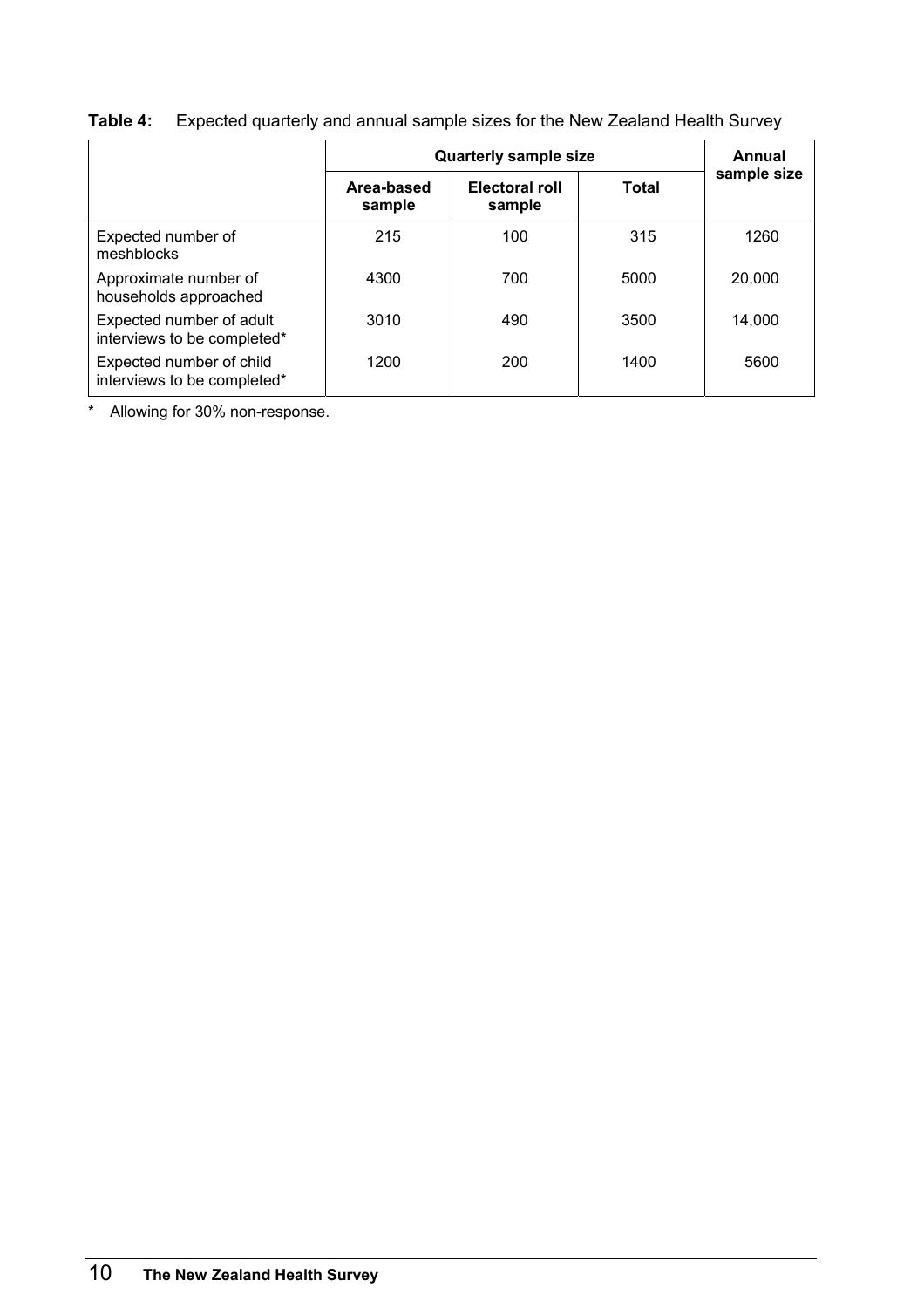**Table 4:** Expected quarterly and annual sample sizes for the New Zealand Health Survey

| | Quarterly sample size | | | Annual sample size |
|---|---|---|---|---|
| | Area-based sample | Electoral roll sample | Total | |
| Expected number of meshblocks | 215 | 100 | 315 | 1260 |
| Approximate number of households approached | 4300 | 700 | 5000 | 20,000 |
| Expected number of adult interviews to be completed* | 3010 | 490 | 3500 | 14,000 |
| Expected number of child interviews to be completed* | 1200 | 200 | 1400 | 5600 |

* Allowing for 30% non-response.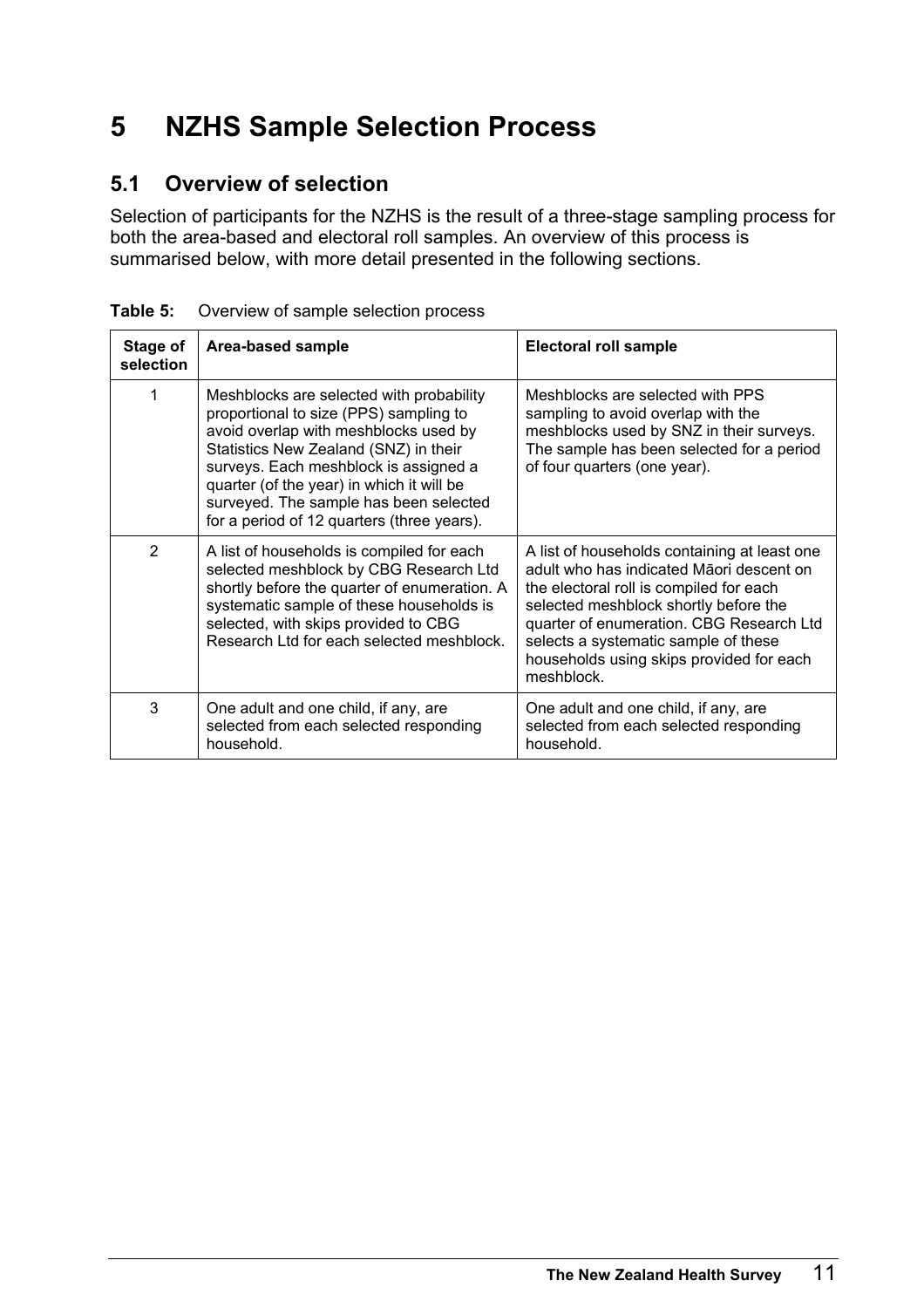# 5 NZHS Sample Selection Process

## 5.1 Overview of selection

Selection of participants for the NZHS is the result of a three-stage sampling process for both the area-based and electoral roll samples. An overview of this process is summarised below, with more detail presented in the following sections.

**Table 5:** Overview of sample selection process

| Stage of selection | Area-based sample | Electoral roll sample |
|---|---|---|
| 1 | Meshblocks are selected with probability proportional to size (PPS) sampling to avoid overlap with meshblocks used by Statistics New Zealand (SNZ) in their surveys. Each meshblock is assigned a quarter (of the year) in which it will be surveyed. The sample has been selected for a period of 12 quarters (three years). | Meshblocks are selected with PPS sampling to avoid overlap with the meshblocks used by SNZ in their surveys. The sample has been selected for a period of four quarters (one year). |
| 2 | A list of households is compiled for each selected meshblock by CBG Research Ltd shortly before the quarter of enumeration. A systematic sample of these households is selected, with skips provided to CBG Research Ltd for each selected meshblock. | A list of households containing at least one adult who has indicated Māori descent on the electoral roll is compiled for each selected meshblock shortly before the quarter of enumeration. CBG Research Ltd selects a systematic sample of these households using skips provided for each meshblock. |
| 3 | One adult and one child, if any, are selected from each selected responding household. | One adult and one child, if any, are selected from each selected responding household. |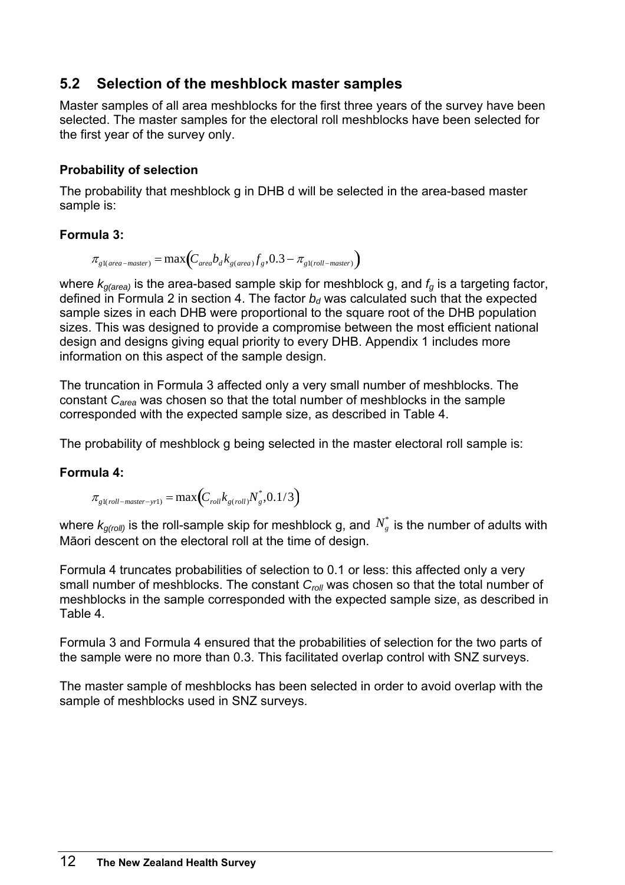## 5.2 Selection of the meshblock master samples

Master samples of all area meshblocks for the first three years of the survey have been selected. The master samples for the electoral roll meshblocks have been selected for the first year of the survey only.

### Probability of selection

The probability that meshblock g in DHB d will be selected in the area-based master sample is:

**Formula 3:**

$$\pi_{g1(area-master)} = \max\left(C_{area} b_d k_{g(area)} f_g, 0.3 - \pi_{g1(roll-master)}\right)$$

where $k_{g(area)}$ is the area-based sample skip for meshblock g, and $f_g$ is a targeting factor, defined in Formula 2 in section 4. The factor $b_d$ was calculated such that the expected sample sizes in each DHB were proportional to the square root of the DHB population sizes. This was designed to provide a compromise between the most efficient national design and designs giving equal priority to every DHB. Appendix 1 includes more information on this aspect of the sample design.

The truncation in Formula 3 affected only a very small number of meshblocks. The constant $C_{area}$ was chosen so that the total number of meshblocks in the sample corresponded with the expected sample size, as described in Table 4.

The probability of meshblock g being selected in the master electoral roll sample is:

**Formula 4:**

$$\pi_{g1(roll-master-yr1)} = \max\left(C_{roll} k_{g(roll)} N_g^*, 0.1/3\right)$$

where $k_{g(roll)}$ is the roll-sample skip for meshblock g, and $N_g^*$ is the number of adults with Māori descent on the electoral roll at the time of design.

Formula 4 truncates probabilities of selection to 0.1 or less: this affected only a very small number of meshblocks. The constant $C_{roll}$ was chosen so that the total number of meshblocks in the sample corresponded with the expected sample size, as described in Table 4.

Formula 3 and Formula 4 ensured that the probabilities of selection for the two parts of the sample were no more than 0.3. This facilitated overlap control with SNZ surveys.

The master sample of meshblocks has been selected in order to avoid overlap with the sample of meshblocks used in SNZ surveys.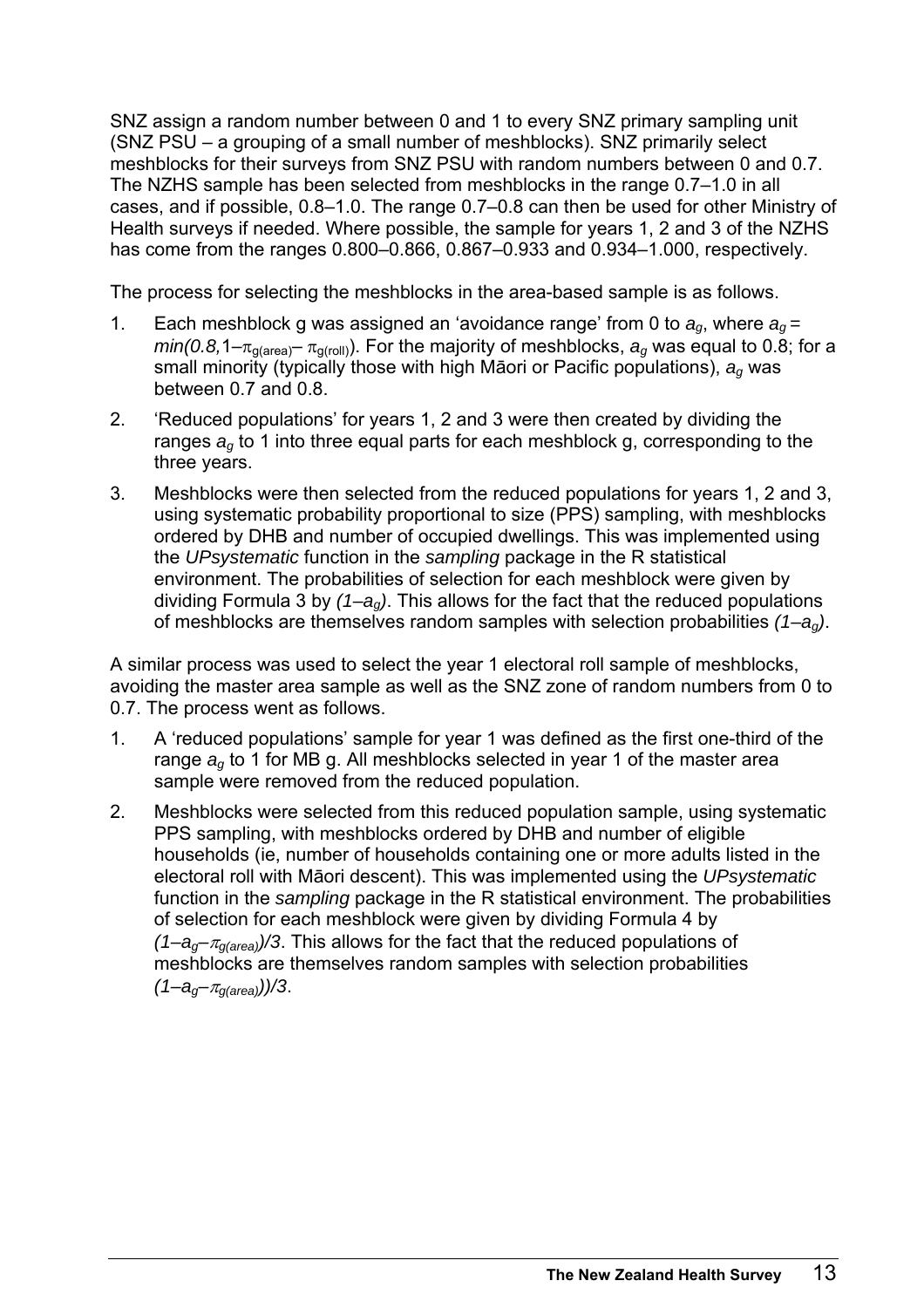SNZ assign a random number between 0 and 1 to every SNZ primary sampling unit (SNZ PSU – a grouping of a small number of meshblocks). SNZ primarily select meshblocks for their surveys from SNZ PSU with random numbers between 0 and 0.7. The NZHS sample has been selected from meshblocks in the range 0.7–1.0 in all cases, and if possible, 0.8–1.0. The range 0.7–0.8 can then be used for other Ministry of Health surveys if needed. Where possible, the sample for years 1, 2 and 3 of the NZHS has come from the ranges 0.800–0.866, 0.867–0.933 and 0.934–1.000, respectively.

The process for selecting the meshblocks in the area-based sample is as follows.

1. Each meshblock g was assigned an 'avoidance range' from 0 to $a_g$, where $a_g = min(0.8, 1-\pi_{g(area)} - \pi_{g(roll)})$. For the majority of meshblocks, $a_g$ was equal to 0.8; for a small minority (typically those with high Māori or Pacific populations), $a_g$ was between 0.7 and 0.8.
2. 'Reduced populations' for years 1, 2 and 3 were then created by dividing the ranges $a_g$ to 1 into three equal parts for each meshblock g, corresponding to the three years.
3. Meshblocks were then selected from the reduced populations for years 1, 2 and 3, using systematic probability proportional to size (PPS) sampling, with meshblocks ordered by DHB and number of occupied dwellings. This was implemented using the *UPsystematic* function in the *sampling* package in the R statistical environment. The probabilities of selection for each meshblock were given by dividing Formula 3 by $(1-a_g)$. This allows for the fact that the reduced populations of meshblocks are themselves random samples with selection probabilities $(1-a_g)$.

A similar process was used to select the year 1 electoral roll sample of meshblocks, avoiding the master area sample as well as the SNZ zone of random numbers from 0 to 0.7. The process went as follows.

1. A 'reduced populations' sample for year 1 was defined as the first one-third of the range $a_g$ to 1 for MB g. All meshblocks selected in year 1 of the master area sample were removed from the reduced population.
2. Meshblocks were selected from this reduced population sample, using systematic PPS sampling, with meshblocks ordered by DHB and number of eligible households (ie, number of households containing one or more adults listed in the electoral roll with Māori descent). This was implemented using the *UPsystematic* function in the *sampling* package in the R statistical environment. The probabilities of selection for each meshblock were given by dividing Formula 4 by $(1-a_g-\pi_{g(area)})/3$. This allows for the fact that the reduced populations of meshblocks are themselves random samples with selection probabilities $(1-a_g-\pi_{g(area)}))/3$.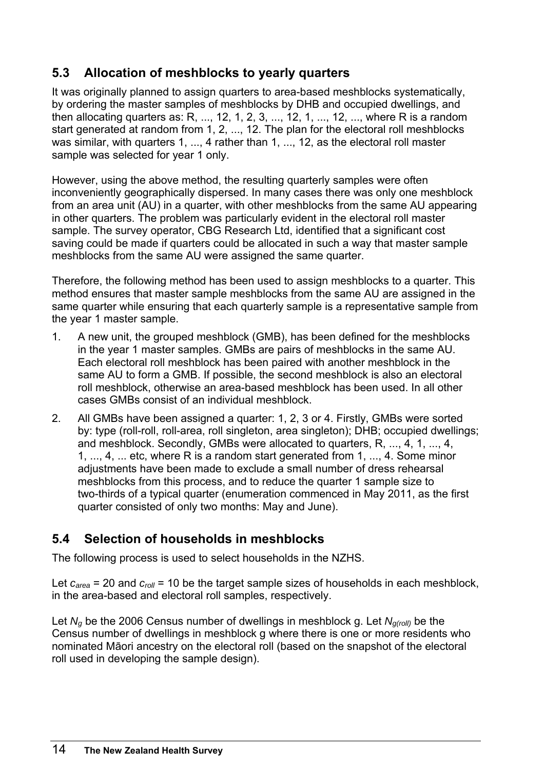## 5.3 Allocation of meshblocks to yearly quarters

It was originally planned to assign quarters to area-based meshblocks systematically, by ordering the master samples of meshblocks by DHB and occupied dwellings, and then allocating quarters as: R, ..., 12, 1, 2, 3, ..., 12, 1, ..., 12, ..., where R is a random start generated at random from 1, 2, ..., 12. The plan for the electoral roll meshblocks was similar, with quarters 1, ..., 4 rather than 1, ..., 12, as the electoral roll master sample was selected for year 1 only.

However, using the above method, the resulting quarterly samples were often inconveniently geographically dispersed. In many cases there was only one meshblock from an area unit (AU) in a quarter, with other meshblocks from the same AU appearing in other quarters. The problem was particularly evident in the electoral roll master sample. The survey operator, CBG Research Ltd, identified that a significant cost saving could be made if quarters could be allocated in such a way that master sample meshblocks from the same AU were assigned the same quarter.

Therefore, the following method has been used to assign meshblocks to a quarter. This method ensures that master sample meshblocks from the same AU are assigned in the same quarter while ensuring that each quarterly sample is a representative sample from the year 1 master sample.

1. A new unit, the grouped meshblock (GMB), has been defined for the meshblocks in the year 1 master samples. GMBs are pairs of meshblocks in the same AU. Each electoral roll meshblock has been paired with another meshblock in the same AU to form a GMB. If possible, the second meshblock is also an electoral roll meshblock, otherwise an area-based meshblock has been used. In all other cases GMBs consist of an individual meshblock.
2. All GMBs have been assigned a quarter: 1, 2, 3 or 4. Firstly, GMBs were sorted by: type (roll-roll, roll-area, roll singleton, area singleton); DHB; occupied dwellings; and meshblock. Secondly, GMBs were allocated to quarters, R, ..., 4, 1, ..., 4, 1, ..., 4, ... etc, where R is a random start generated from 1, ..., 4. Some minor adjustments have been made to exclude a small number of dress rehearsal meshblocks from this process, and to reduce the quarter 1 sample size to two-thirds of a typical quarter (enumeration commenced in May 2011, as the first quarter consisted of only two months: May and June).

## 5.4 Selection of households in meshblocks

The following process is used to select households in the NZHS.

Let $c_{area}$ = 20 and $c_{roll}$ = 10 be the target sample sizes of households in each meshblock, in the area-based and electoral roll samples, respectively.

Let $N_g$ be the 2006 Census number of dwellings in meshblock g. Let $N_{g(roll)}$ be the Census number of dwellings in meshblock g where there is one or more residents who nominated Māori ancestry on the electoral roll (based on the snapshot of the electoral roll used in developing the sample design).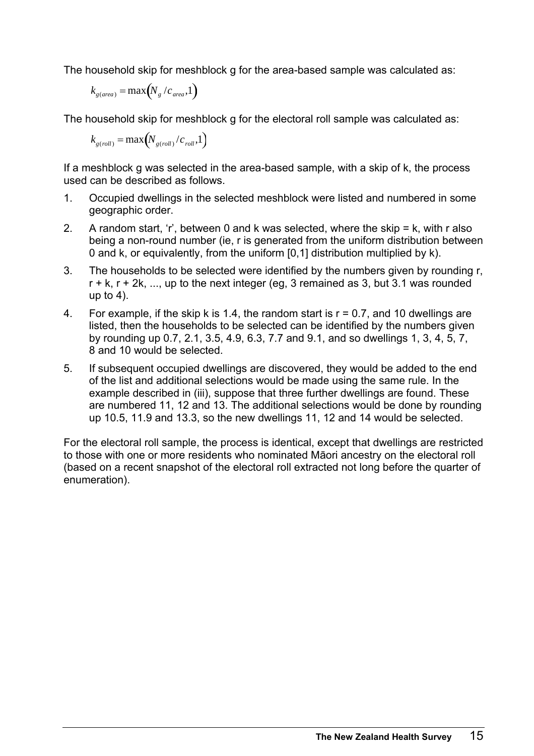The household skip for meshblock g for the area-based sample was calculated as:

$$k_{g(area)} = \max\left(N_g / c_{area}, 1\right)$$

The household skip for meshblock g for the electoral roll sample was calculated as:

$$k_{g(roll)} = \max\left(N_{g(roll)} / c_{roll}, 1\right)$$

If a meshblock g was selected in the area-based sample, with a skip of k, the process used can be described as follows.

1. Occupied dwellings in the selected meshblock were listed and numbered in some geographic order.
2. A random start, 'r', between 0 and k was selected, where the skip = k, with r also being a non-round number (ie, r is generated from the uniform distribution between 0 and k, or equivalently, from the uniform [0,1] distribution multiplied by k).
3. The households to be selected were identified by the numbers given by rounding r, r + k, r + 2k, ..., up to the next integer (eg, 3 remained as 3, but 3.1 was rounded up to 4).
4. For example, if the skip k is 1.4, the random start is r = 0.7, and 10 dwellings are listed, then the households to be selected can be identified by the numbers given by rounding up 0.7, 2.1, 3.5, 4.9, 6.3, 7.7 and 9.1, and so dwellings 1, 3, 4, 5, 7, 8 and 10 would be selected.
5. If subsequent occupied dwellings are discovered, they would be added to the end of the list and additional selections would be made using the same rule. In the example described in (iii), suppose that three further dwellings are found. These are numbered 11, 12 and 13. The additional selections would be done by rounding up 10.5, 11.9 and 13.3, so the new dwellings 11, 12 and 14 would be selected.

For the electoral roll sample, the process is identical, except that dwellings are restricted to those with one or more residents who nominated Māori ancestry on the electoral roll (based on a recent snapshot of the electoral roll extracted not long before the quarter of enumeration).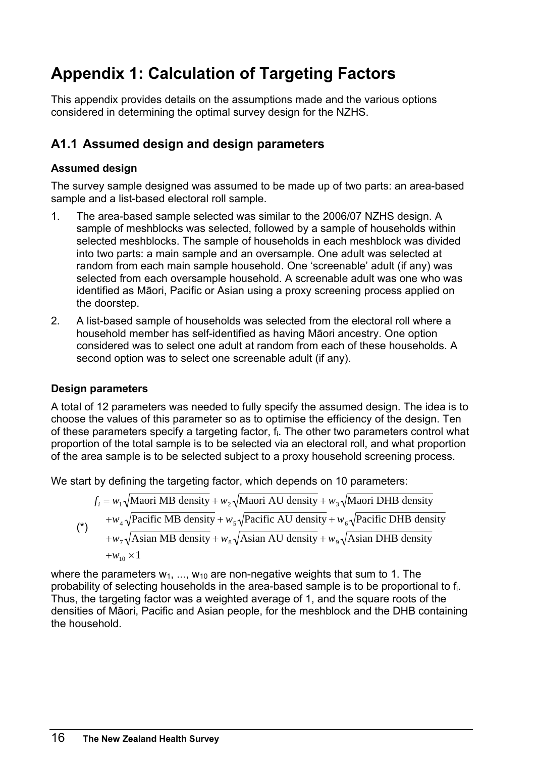# Appendix 1: Calculation of Targeting Factors

This appendix provides details on the assumptions made and the various options considered in determining the optimal survey design for the NZHS.

## A1.1 Assumed design and design parameters

### Assumed design

The survey sample designed was assumed to be made up of two parts: an area-based sample and a list-based electoral roll sample.

1. The area-based sample selected was similar to the 2006/07 NZHS design. A sample of meshblocks was selected, followed by a sample of households within selected meshblocks. The sample of households in each meshblock was divided into two parts: a main sample and an oversample. One adult was selected at random from each main sample household. One 'screenable' adult (if any) was selected from each oversample household. A screenable adult was one who was identified as Māori, Pacific or Asian using a proxy screening process applied on the doorstep.
2. A list-based sample of households was selected from the electoral roll where a household member has self-identified as having Māori ancestry. One option considered was to select one adult at random from each of these households. A second option was to select one screenable adult (if any).

### Design parameters

A total of 12 parameters was needed to fully specify the assumed design. The idea is to choose the values of this parameter so as to optimise the efficiency of the design. Ten of these parameters specify a targeting factor, $f_i$. The other two parameters control what proportion of the total sample is to be selected via an electoral roll, and what proportion of the area sample is to be selected subject to a proxy household screening process.

We start by defining the targeting factor, which depends on 10 parameters:

$$
\begin{aligned}
f_i = {} & w_1\sqrt{\text{Maori MB density}} + w_2\sqrt{\text{Maori AU density}} + w_3\sqrt{\text{Maori DHB density}} \\
& + w_4\sqrt{\text{Pacific MB density}} + w_5\sqrt{\text{Pacific AU density}} + w_6\sqrt{\text{Pacific DHB density}} \\
& + w_7\sqrt{\text{Asian MB density}} + w_8\sqrt{\text{Asian AU density}} + w_9\sqrt{\text{Asian DHB density}} \\
& + w_{10} \times 1
\end{aligned} \qquad (*)
$$

where the parameters $w_1$, ..., $w_{10}$ are non-negative weights that sum to 1. The probability of selecting households in the area-based sample is to be proportional to $f_i$. Thus, the targeting factor was a weighted average of 1, and the square roots of the densities of Māori, Pacific and Asian people, for the meshblock and the DHB containing the household.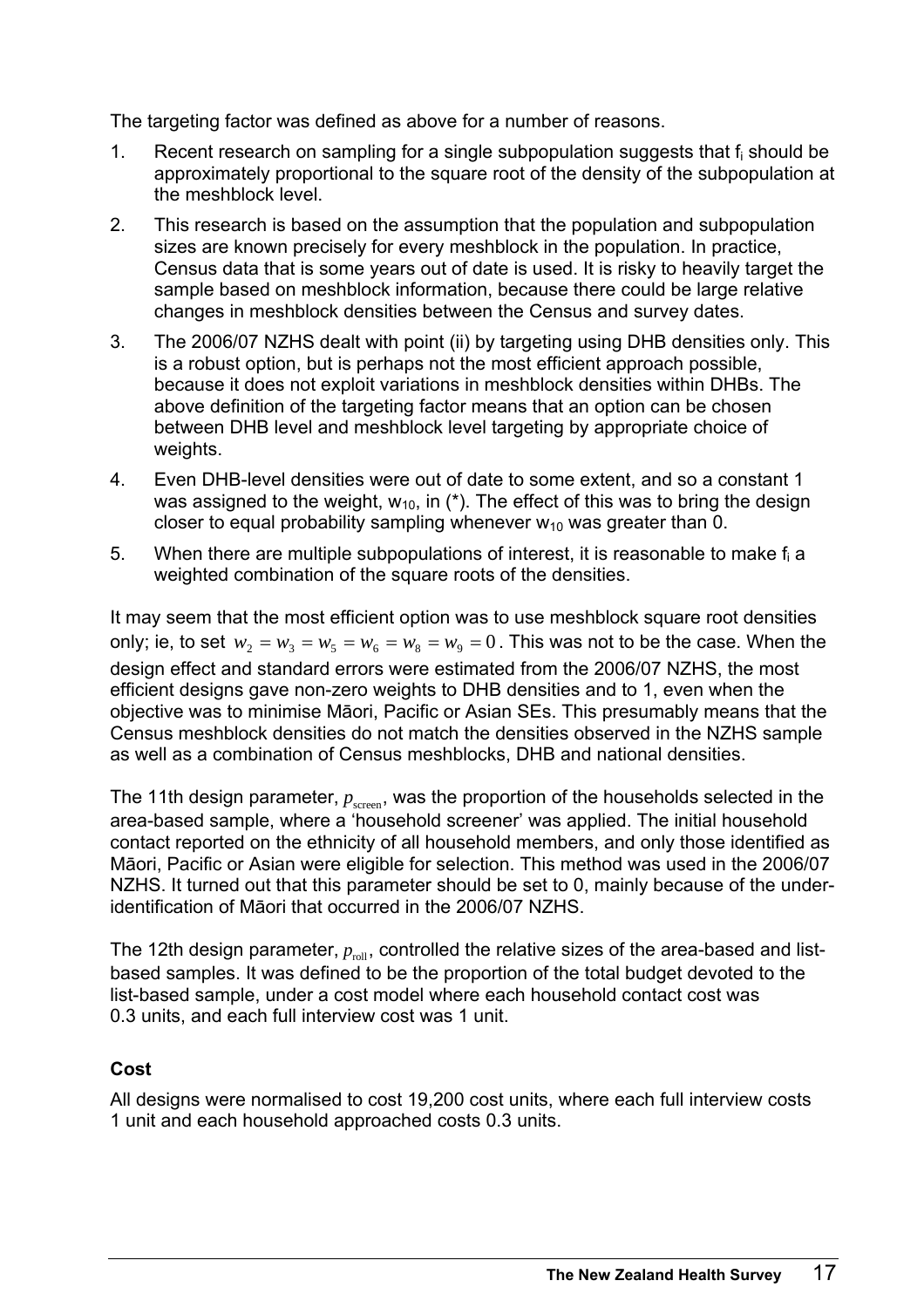The targeting factor was defined as above for a number of reasons.

1. Recent research on sampling for a single subpopulation suggests that $f_i$ should be approximately proportional to the square root of the density of the subpopulation at the meshblock level.
2. This research is based on the assumption that the population and subpopulation sizes are known precisely for every meshblock in the population. In practice, Census data that is some years out of date is used. It is risky to heavily target the sample based on meshblock information, because there could be large relative changes in meshblock densities between the Census and survey dates.
3. The 2006/07 NZHS dealt with point (ii) by targeting using DHB densities only. This is a robust option, but is perhaps not the most efficient approach possible, because it does not exploit variations in meshblock densities within DHBs. The above definition of the targeting factor means that an option can be chosen between DHB level and meshblock level targeting by appropriate choice of weights.
4. Even DHB-level densities were out of date to some extent, and so a constant 1 was assigned to the weight, $w_{10}$, in (*). The effect of this was to bring the design closer to equal probability sampling whenever $w_{10}$ was greater than 0.
5. When there are multiple subpopulations of interest, it is reasonable to make $f_i$ a weighted combination of the square roots of the densities.

It may seem that the most efficient option was to use meshblock square root densities only; ie, to set $w_2 = w_3 = w_5 = w_6 = w_8 = w_9 = 0$. This was not to be the case. When the design effect and standard errors were estimated from the 2006/07 NZHS, the most efficient designs gave non-zero weights to DHB densities and to 1, even when the objective was to minimise Māori, Pacific or Asian SEs. This presumably means that the Census meshblock densities do not match the densities observed in the NZHS sample as well as a combination of Census meshblocks, DHB and national densities.

The 11th design parameter, $p_{\text{screen}}$, was the proportion of the households selected in the area-based sample, where a 'household screener' was applied. The initial household contact reported on the ethnicity of all household members, and only those identified as Māori, Pacific or Asian were eligible for selection. This method was used in the 2006/07 NZHS. It turned out that this parameter should be set to 0, mainly because of the under-identification of Māori that occurred in the 2006/07 NZHS.

The 12th design parameter, $p_{\text{roll}}$, controlled the relative sizes of the area-based and list-based samples. It was defined to be the proportion of the total budget devoted to the list-based sample, under a cost model where each household contact cost was 0.3 units, and each full interview cost was 1 unit.

### Cost

All designs were normalised to cost 19,200 cost units, where each full interview costs 1 unit and each household approached costs 0.3 units.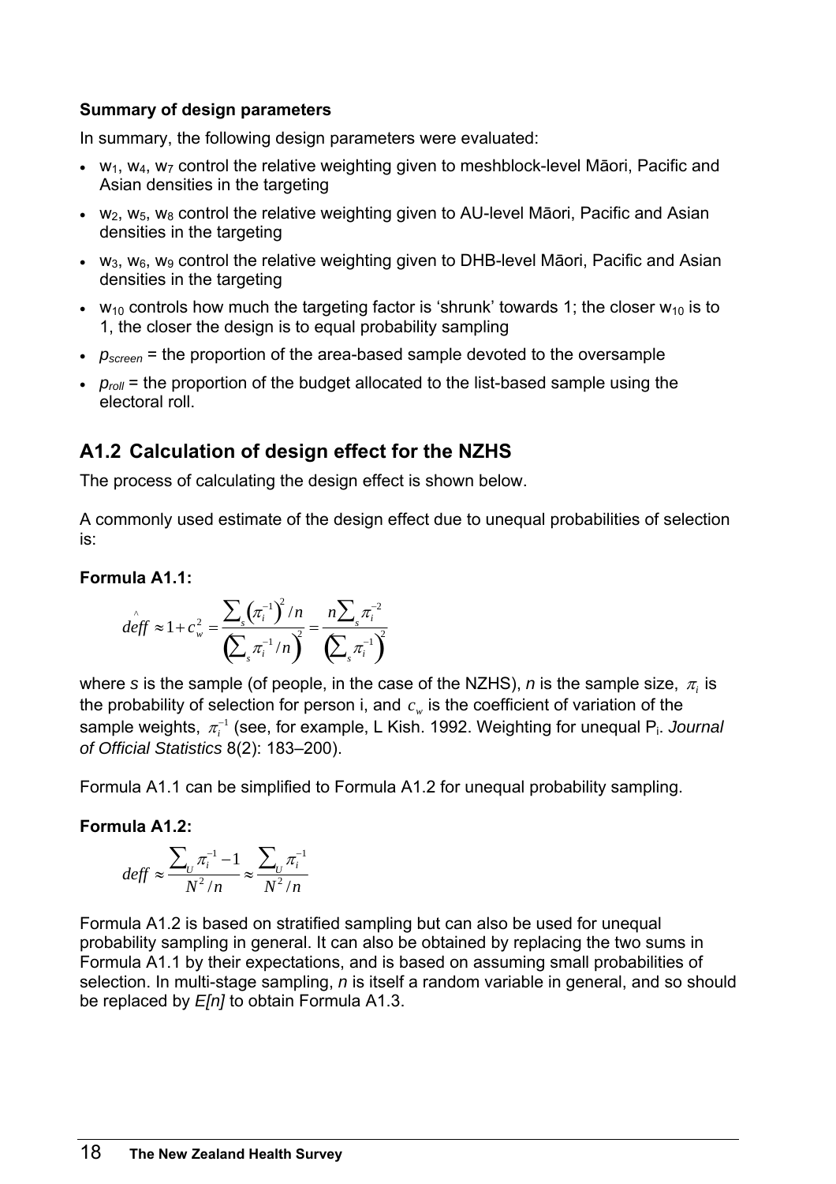**Summary of design parameters**

In summary, the following design parameters were evaluated:

- $w_1$, $w_4$, $w_7$ control the relative weighting given to meshblock-level Māori, Pacific and Asian densities in the targeting
- $w_2$, $w_5$, $w_8$ control the relative weighting given to AU-level Māori, Pacific and Asian densities in the targeting
- $w_3$, $w_6$, $w_9$ control the relative weighting given to DHB-level Māori, Pacific and Asian densities in the targeting
- $w_{10}$ controls how much the targeting factor is 'shrunk' towards 1; the closer $w_{10}$ is to 1, the closer the design is to equal probability sampling
- $p_{screen}$ = the proportion of the area-based sample devoted to the oversample
- $p_{roll}$ = the proportion of the budget allocated to the list-based sample using the electoral roll.

## A1.2 Calculation of design effect for the NZHS

The process of calculating the design effect is shown below.

A commonly used estimate of the design effect due to unequal probabilities of selection is:

**Formula A1.1:**

$$\hat{deff} \approx 1 + c_w^2 = \frac{\sum_s \left(\pi_i^{-1}\right)^2 / n}{\left(\sum_s \pi_i^{-1} / n\right)^2} = \frac{n \sum_s \pi_i^{-2}}{\left(\sum_s \pi_i^{-1}\right)^2}$$

where *s* is the sample (of people, in the case of the NZHS), *n* is the sample size, $\pi_i$ is the probability of selection for person i, and $c_w$ is the coefficient of variation of the sample weights, $\pi_i^{-1}$ (see, for example, L Kish. 1992. Weighting for unequal P$_i$. *Journal of Official Statistics* 8(2): 183–200).

Formula A1.1 can be simplified to Formula A1.2 for unequal probability sampling.

**Formula A1.2:**

$$deff \approx \frac{\sum_U \pi_i^{-1} - 1}{N^2 / n} \approx \frac{\sum_U \pi_i^{-1}}{N^2 / n}$$

Formula A1.2 is based on stratified sampling but can also be used for unequal probability sampling in general. It can also be obtained by replacing the two sums in Formula A1.1 by their expectations, and is based on assuming small probabilities of selection. In multi-stage sampling, *n* is itself a random variable in general, and so should be replaced by *E[n]* to obtain Formula A1.3.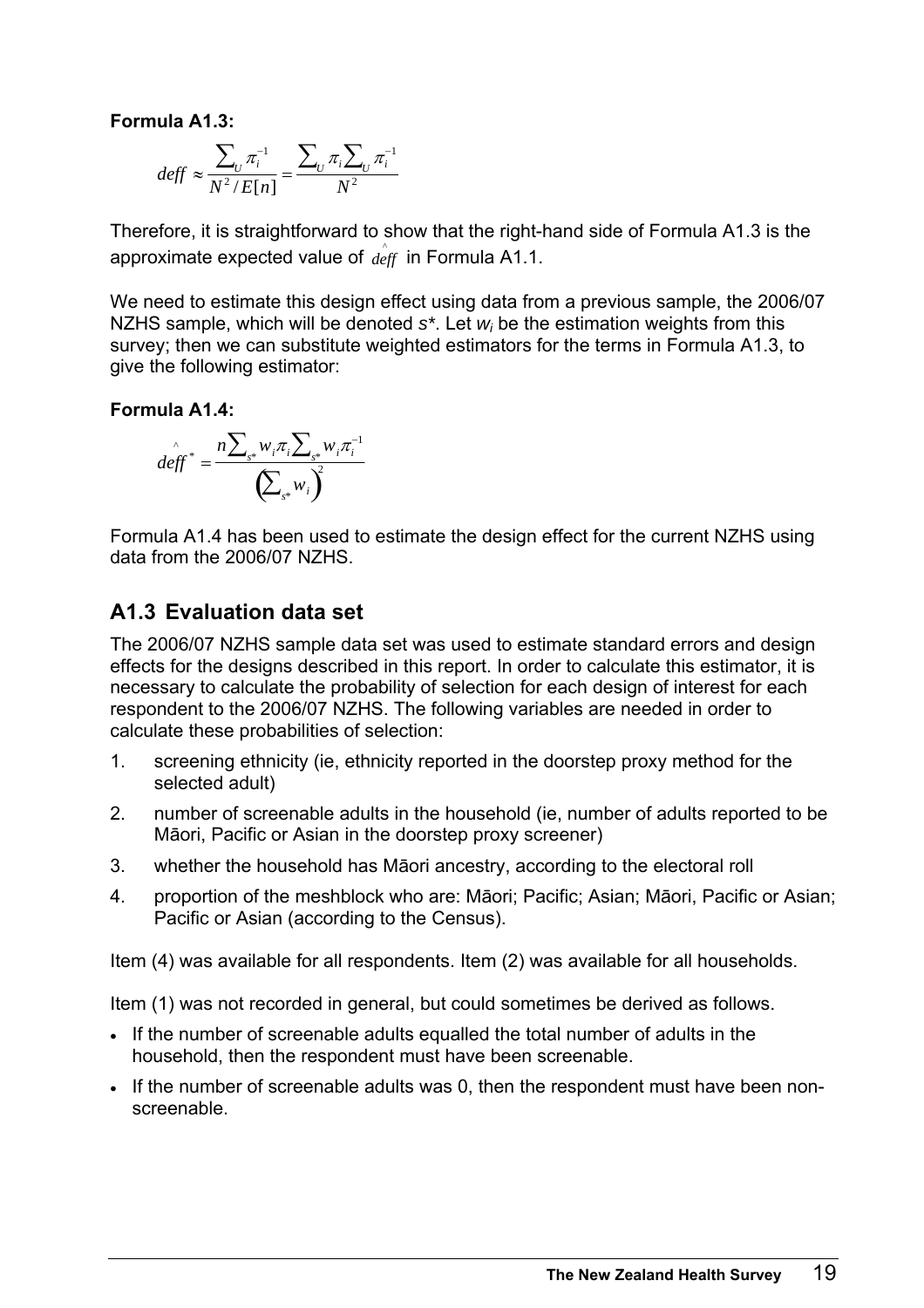**Formula A1.3:**

$$deff \approx \frac{\sum_U \pi_i^{-1}}{N^2 / E[n]} = \frac{\sum_U \pi_i \sum_U \pi_i^{-1}}{N^2}$$

Therefore, it is straightforward to show that the right-hand side of Formula A1.3 is the approximate expected value of $\hat{deff}$ in Formula A1.1.

We need to estimate this design effect using data from a previous sample, the 2006/07 NZHS sample, which will be denoted *s*\*. Let $w_i$ be the estimation weights from this survey; then we can substitute weighted estimators for the terms in Formula A1.3, to give the following estimator:

**Formula A1.4:**

$$\hat{deff}^* = \frac{n \sum_{s^*} w_i \pi_i \sum_{s^*} w_i \pi_i^{-1}}{\left( \sum_{s^*} w_i \right)^2}$$

Formula A1.4 has been used to estimate the design effect for the current NZHS using data from the 2006/07 NZHS.

## A1.3 Evaluation data set

The 2006/07 NZHS sample data set was used to estimate standard errors and design effects for the designs described in this report. In order to calculate this estimator, it is necessary to calculate the probability of selection for each design of interest for each respondent to the 2006/07 NZHS. The following variables are needed in order to calculate these probabilities of selection:

1. screening ethnicity (ie, ethnicity reported in the doorstep proxy method for the selected adult)
2. number of screenable adults in the household (ie, number of adults reported to be Māori, Pacific or Asian in the doorstep proxy screener)
3. whether the household has Māori ancestry, according to the electoral roll
4. proportion of the meshblock who are: Māori; Pacific; Asian; Māori, Pacific or Asian; Pacific or Asian (according to the Census).

Item (4) was available for all respondents. Item (2) was available for all households.

Item (1) was not recorded in general, but could sometimes be derived as follows.

- If the number of screenable adults equalled the total number of adults in the household, then the respondent must have been screenable.
- If the number of screenable adults was 0, then the respondent must have been non-screenable.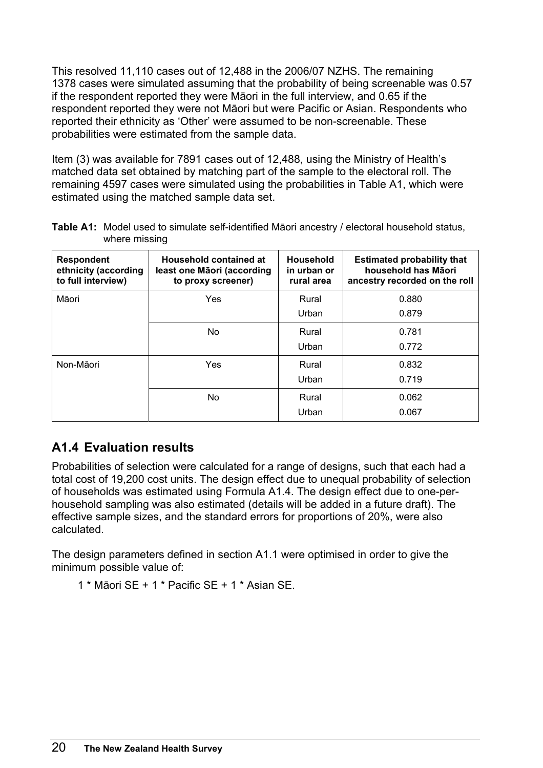This resolved 11,110 cases out of 12,488 in the 2006/07 NZHS. The remaining 1378 cases were simulated assuming that the probability of being screenable was 0.57 if the respondent reported they were Māori in the full interview, and 0.65 if the respondent reported they were not Māori but were Pacific or Asian. Respondents who reported their ethnicity as 'Other' were assumed to be non-screenable. These probabilities were estimated from the sample data.

Item (3) was available for 7891 cases out of 12,488, using the Ministry of Health's matched data set obtained by matching part of the sample to the electoral roll. The remaining 4597 cases were simulated using the probabilities in Table A1, which were estimated using the matched sample data set.

**Table A1:** Model used to simulate self-identified Māori ancestry / electoral household status, where missing

| Respondent ethnicity (according to full interview) | Household contained at least one Māori (according to proxy screener) | Household in urban or rural area | Estimated probability that household has Māori ancestry recorded on the roll |
|---|---|---|---|
| Māori | Yes | Rural | 0.880 |
| | | Urban | 0.879 |
| | No | Rural | 0.781 |
| | | Urban | 0.772 |
| Non-Māori | Yes | Rural | 0.832 |
| | | Urban | 0.719 |
| | No | Rural | 0.062 |
| | | Urban | 0.067 |

## A1.4 Evaluation results

Probabilities of selection were calculated for a range of designs, such that each had a total cost of 19,200 cost units. The design effect due to unequal probability of selection of households was estimated using Formula A1.4. The design effect due to one-per-household sampling was also estimated (details will be added in a future draft). The effective sample sizes, and the standard errors for proportions of 20%, were also calculated.

The design parameters defined in section A1.1 were optimised in order to give the minimum possible value of:

1 * Māori SE + 1 * Pacific SE + 1 * Asian SE.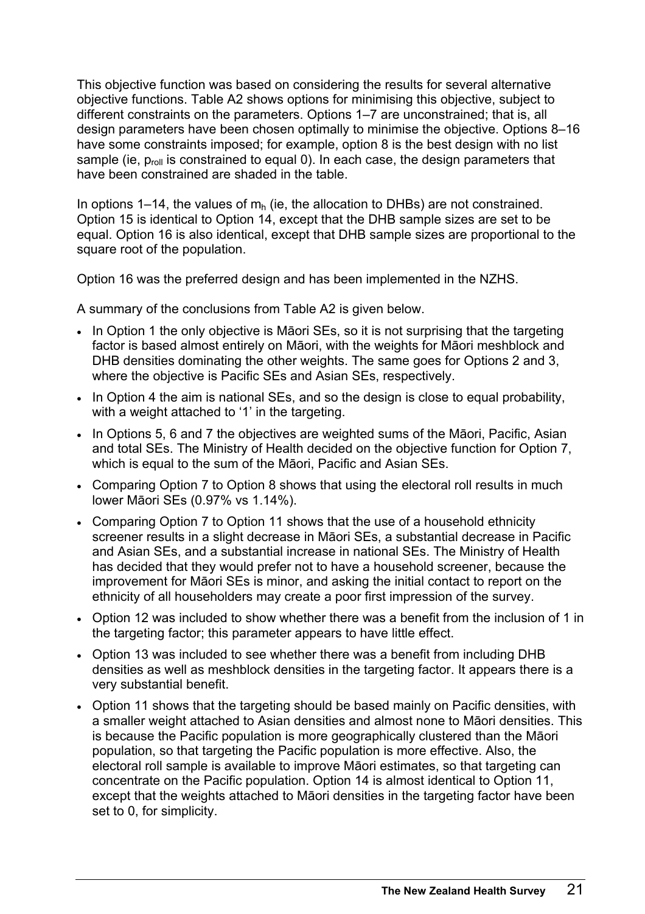This objective function was based on considering the results for several alternative objective functions. Table A2 shows options for minimising this objective, subject to different constraints on the parameters. Options 1–7 are unconstrained; that is, all design parameters have been chosen optimally to minimise the objective. Options 8–16 have some constraints imposed; for example, option 8 is the best design with no list sample (ie, $p_{roll}$ is constrained to equal 0). In each case, the design parameters that have been constrained are shaded in the table.

In options 1–14, the values of $m_h$ (ie, the allocation to DHBs) are not constrained. Option 15 is identical to Option 14, except that the DHB sample sizes are set to be equal. Option 16 is also identical, except that DHB sample sizes are proportional to the square root of the population.

Option 16 was the preferred design and has been implemented in the NZHS.

A summary of the conclusions from Table A2 is given below.

- In Option 1 the only objective is Māori SEs, so it is not surprising that the targeting factor is based almost entirely on Māori, with the weights for Māori meshblock and DHB densities dominating the other weights. The same goes for Options 2 and 3, where the objective is Pacific SEs and Asian SEs, respectively.
- In Option 4 the aim is national SEs, and so the design is close to equal probability, with a weight attached to '1' in the targeting.
- In Options 5, 6 and 7 the objectives are weighted sums of the Māori, Pacific, Asian and total SEs. The Ministry of Health decided on the objective function for Option 7, which is equal to the sum of the Māori, Pacific and Asian SEs.
- Comparing Option 7 to Option 8 shows that using the electoral roll results in much lower Māori SEs (0.97% vs 1.14%).
- Comparing Option 7 to Option 11 shows that the use of a household ethnicity screener results in a slight decrease in Māori SEs, a substantial decrease in Pacific and Asian SEs, and a substantial increase in national SEs. The Ministry of Health has decided that they would prefer not to have a household screener, because the improvement for Māori SEs is minor, and asking the initial contact to report on the ethnicity of all householders may create a poor first impression of the survey.
- Option 12 was included to show whether there was a benefit from the inclusion of 1 in the targeting factor; this parameter appears to have little effect.
- Option 13 was included to see whether there was a benefit from including DHB densities as well as meshblock densities in the targeting factor. It appears there is a very substantial benefit.
- Option 11 shows that the targeting should be based mainly on Pacific densities, with a smaller weight attached to Asian densities and almost none to Māori densities. This is because the Pacific population is more geographically clustered than the Māori population, so that targeting the Pacific population is more effective. Also, the electoral roll sample is available to improve Māori estimates, so that targeting can concentrate on the Pacific population. Option 14 is almost identical to Option 11, except that the weights attached to Māori densities in the targeting factor have been set to 0, for simplicity.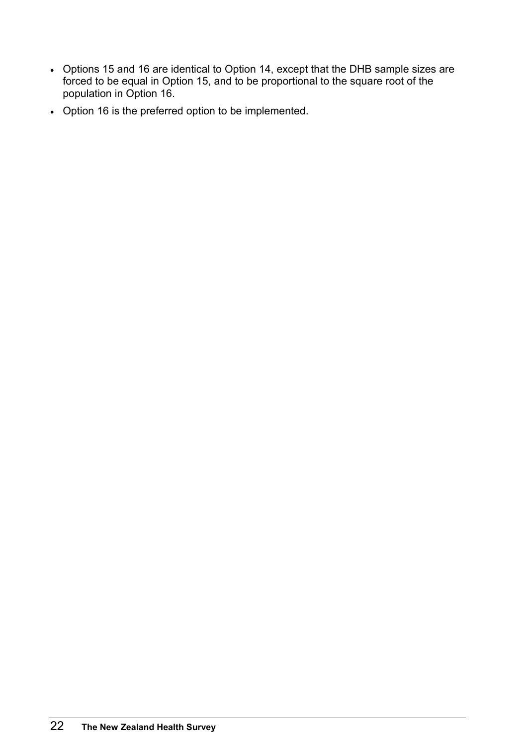- Options 15 and 16 are identical to Option 14, except that the DHB sample sizes are forced to be equal in Option 15, and to be proportional to the square root of the population in Option 16.
- Option 16 is the preferred option to be implemented.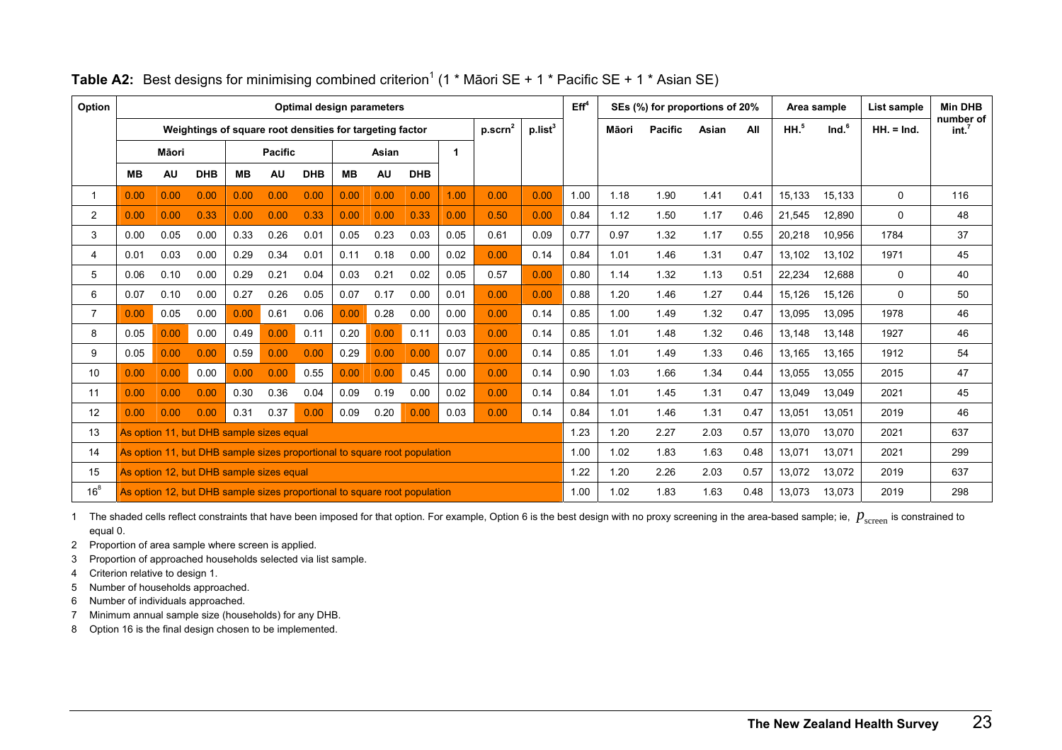**Table A2:** Best designs for minimising combined criterion[1] (1 * Māori SE + 1 * Pacific SE + 1 * Asian SE)

| Option | Optimal design parameters | | | | | | | | | | | | Eff[4] | SEs (%) for proportions of 20% | | | | Area sample | | List sample | Min DHB number of int.[7] |
|---|---|---|---|---|---|---|---|---|---|---|---|---|---|---|---|---|---|---|---|---|---|
| | Weightings of square root densities for targeting factor | | | | | | | | | | p.scrn[2] | p.list[3] | | Māori | Pacific | Asian | All | HH.[5] | Ind.[6] | HH. = Ind. | |
| | Māori | | | Pacific | | | Asian | | | 1 | | | | | | | | | | | |
| | MB | AU | DHB | MB | AU | DHB | MB | AU | DHB | | | | | | | | | | | | |
| 1 | 0.00 | 0.00 | 0.00 | 0.00 | 0.00 | 0.00 | 0.00 | 0.00 | 0.00 | 1.00 | 0.00 | 0.00 | 1.00 | 1.18 | 1.90 | 1.41 | 0.41 | 15,133 | 15,133 | 0 | 116 |
| 2 | 0.00 | 0.00 | 0.33 | 0.00 | 0.00 | 0.33 | 0.00 | 0.00 | 0.33 | 0.00 | 0.50 | 0.00 | 0.84 | 1.12 | 1.50 | 1.17 | 0.46 | 21,545 | 12,890 | 0 | 48 |
| 3 | 0.00 | 0.05 | 0.00 | 0.33 | 0.26 | 0.01 | 0.05 | 0.23 | 0.03 | 0.05 | 0.61 | 0.09 | 0.77 | 0.97 | 1.32 | 1.17 | 0.55 | 20,218 | 10,956 | 1784 | 37 |
| 4 | 0.01 | 0.03 | 0.00 | 0.29 | 0.34 | 0.01 | 0.11 | 0.18 | 0.00 | 0.02 | 0.00 | 0.14 | 0.84 | 1.01 | 1.46 | 1.31 | 0.47 | 13,102 | 13,102 | 1971 | 45 |
| 5 | 0.06 | 0.10 | 0.00 | 0.29 | 0.21 | 0.04 | 0.03 | 0.21 | 0.02 | 0.05 | 0.57 | 0.00 | 0.80 | 1.14 | 1.32 | 1.13 | 0.51 | 22,234 | 12,688 | 0 | 40 |
| 6 | 0.07 | 0.10 | 0.00 | 0.27 | 0.26 | 0.05 | 0.07 | 0.17 | 0.00 | 0.01 | 0.00 | 0.00 | 0.88 | 1.20 | 1.46 | 1.27 | 0.44 | 15,126 | 15,126 | 0 | 50 |
| 7 | 0.00 | 0.05 | 0.00 | 0.00 | 0.61 | 0.06 | 0.00 | 0.28 | 0.00 | 0.00 | 0.00 | 0.14 | 0.85 | 1.00 | 1.49 | 1.32 | 0.47 | 13,095 | 13,095 | 1978 | 46 |
| 8 | 0.05 | 0.00 | 0.00 | 0.49 | 0.00 | 0.11 | 0.20 | 0.00 | 0.11 | 0.03 | 0.00 | 0.14 | 0.85 | 1.01 | 1.48 | 1.32 | 0.46 | 13,148 | 13,148 | 1927 | 46 |
| 9 | 0.05 | 0.00 | 0.00 | 0.59 | 0.00 | 0.00 | 0.29 | 0.00 | 0.00 | 0.07 | 0.00 | 0.14 | 0.85 | 1.01 | 1.49 | 1.33 | 0.46 | 13,165 | 13,165 | 1912 | 54 |
| 10 | 0.00 | 0.00 | 0.00 | 0.00 | 0.00 | 0.55 | 0.00 | 0.00 | 0.45 | 0.00 | 0.00 | 0.14 | 0.90 | 1.03 | 1.66 | 1.34 | 0.44 | 13,055 | 13,055 | 2015 | 47 |
| 11 | 0.00 | 0.00 | 0.00 | 0.30 | 0.36 | 0.04 | 0.09 | 0.19 | 0.00 | 0.02 | 0.00 | 0.14 | 0.84 | 1.01 | 1.45 | 1.31 | 0.47 | 13,049 | 13,049 | 2021 | 45 |
| 12 | 0.00 | 0.00 | 0.00 | 0.31 | 0.37 | 0.00 | 0.09 | 0.20 | 0.00 | 0.03 | 0.00 | 0.14 | 0.84 | 1.01 | 1.46 | 1.31 | 0.47 | 13,051 | 13,051 | 2019 | 46 |
| 13 | As option 11, but DHB sample sizes equal | | | | | | | | | | | | 1.23 | 1.20 | 2.27 | 2.03 | 0.57 | 13,070 | 13,070 | 2021 | 637 |
| 14 | As option 11, but DHB sample sizes proportional to square root population | | | | | | | | | | | | 1.00 | 1.02 | 1.83 | 1.63 | 0.48 | 13,071 | 13,071 | 2021 | 299 |
| 15 | As option 12, but DHB sample sizes equal | | | | | | | | | | | | 1.22 | 1.20 | 2.26 | 2.03 | 0.57 | 13,072 | 13,072 | 2019 | 637 |
| 16[8] | As option 12, but DHB sample sizes proportional to square root population | | | | | | | | | | | | 1.00 | 1.02 | 1.83 | 1.63 | 0.48 | 13,073 | 13,073 | 2019 | 298 |

1 The shaded cells reflect constraints that have been imposed for that option. For example, Option 6 is the best design with no proxy screening in the area-based sample; ie, $p_{\text{screen}}$ is constrained to equal 0.

2 Proportion of area sample where screen is applied.

3 Proportion of approached households selected via list sample.

4 Criterion relative to design 1.

5 Number of households approached.

6 Number of individuals approached.

7 Minimum annual sample size (households) for any DHB.

8 Option 16 is the final design chosen to be implemented.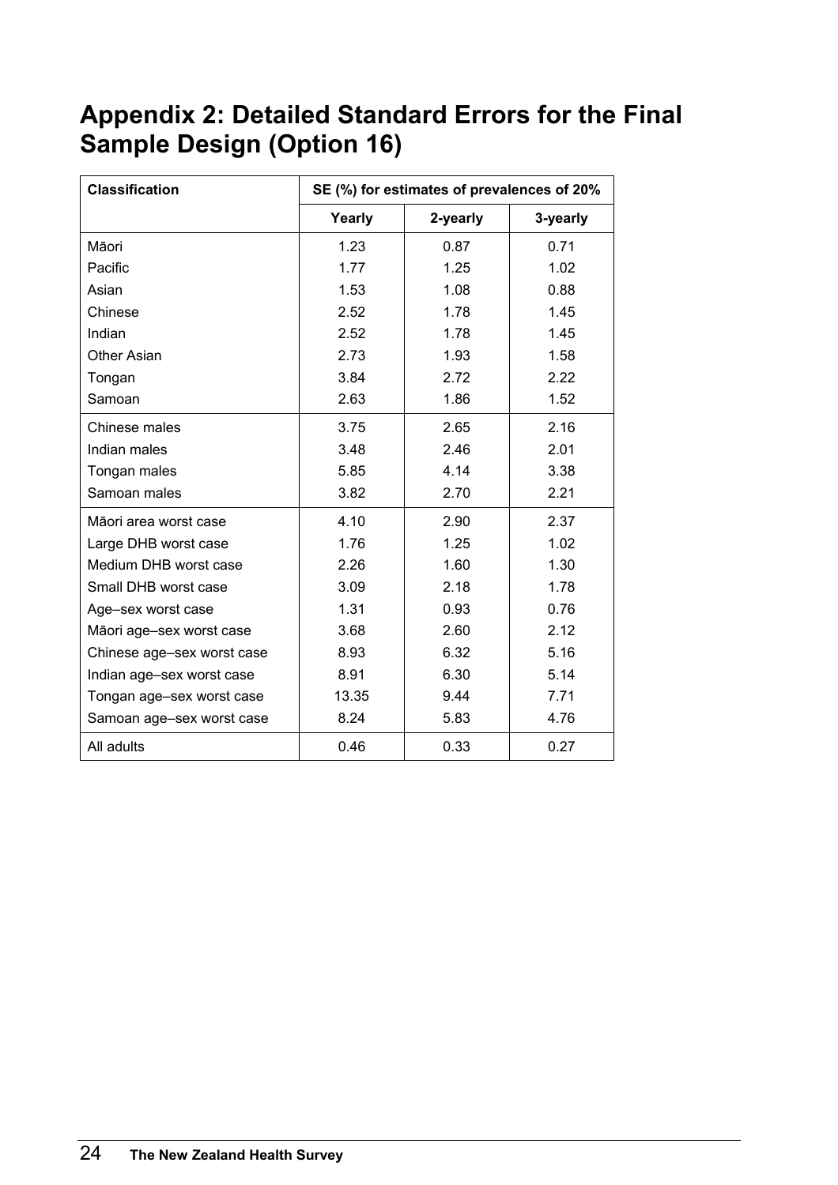# Appendix 2: Detailed Standard Errors for the Final Sample Design (Option 16)

| Classification | SE (%) for estimates of prevalences of 20% | | |
|---|---|---|---|
| | Yearly | 2-yearly | 3-yearly |
| Māori | 1.23 | 0.87 | 0.71 |
| Pacific | 1.77 | 1.25 | 1.02 |
| Asian | 1.53 | 1.08 | 0.88 |
| Chinese | 2.52 | 1.78 | 1.45 |
| Indian | 2.52 | 1.78 | 1.45 |
| Other Asian | 2.73 | 1.93 | 1.58 |
| Tongan | 3.84 | 2.72 | 2.22 |
| Samoan | 2.63 | 1.86 | 1.52 |
| Chinese males | 3.75 | 2.65 | 2.16 |
| Indian males | 3.48 | 2.46 | 2.01 |
| Tongan males | 5.85 | 4.14 | 3.38 |
| Samoan males | 3.82 | 2.70 | 2.21 |
| Māori area worst case | 4.10 | 2.90 | 2.37 |
| Large DHB worst case | 1.76 | 1.25 | 1.02 |
| Medium DHB worst case | 2.26 | 1.60 | 1.30 |
| Small DHB worst case | 3.09 | 2.18 | 1.78 |
| Age–sex worst case | 1.31 | 0.93 | 0.76 |
| Māori age–sex worst case | 3.68 | 2.60 | 2.12 |
| Chinese age–sex worst case | 8.93 | 6.32 | 5.16 |
| Indian age–sex worst case | 8.91 | 6.30 | 5.14 |
| Tongan age–sex worst case | 13.35 | 9.44 | 7.71 |
| Samoan age–sex worst case | 8.24 | 5.83 | 4.76 |
| All adults | 0.46 | 0.33 | 0.27 |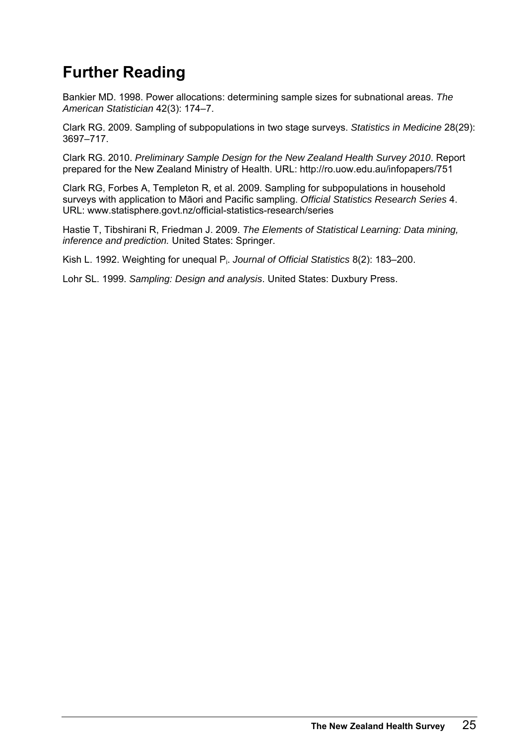# Further Reading

Bankier MD. 1998. Power allocations: determining sample sizes for subnational areas. *The American Statistician* 42(3): 174–7.

Clark RG. 2009. Sampling of subpopulations in two stage surveys. *Statistics in Medicine* 28(29): 3697–717.

Clark RG. 2010. *Preliminary Sample Design for the New Zealand Health Survey 2010*. Report prepared for the New Zealand Ministry of Health. URL: http://ro.uow.edu.au/infopapers/751

Clark RG, Forbes A, Templeton R, et al. 2009. Sampling for subpopulations in household surveys with application to Māori and Pacific sampling. *Official Statistics Research Series* 4. URL: www.statisphere.govt.nz/official-statistics-research/series

Hastie T, Tibshirani R, Friedman J. 2009. *The Elements of Statistical Learning: Data mining, inference and prediction.* United States: Springer.

Kish L. 1992. Weighting for unequal $P_i$. *Journal of Official Statistics* 8(2): 183–200.

Lohr SL. 1999. *Sampling: Design and analysis*. United States: Duxbury Press.